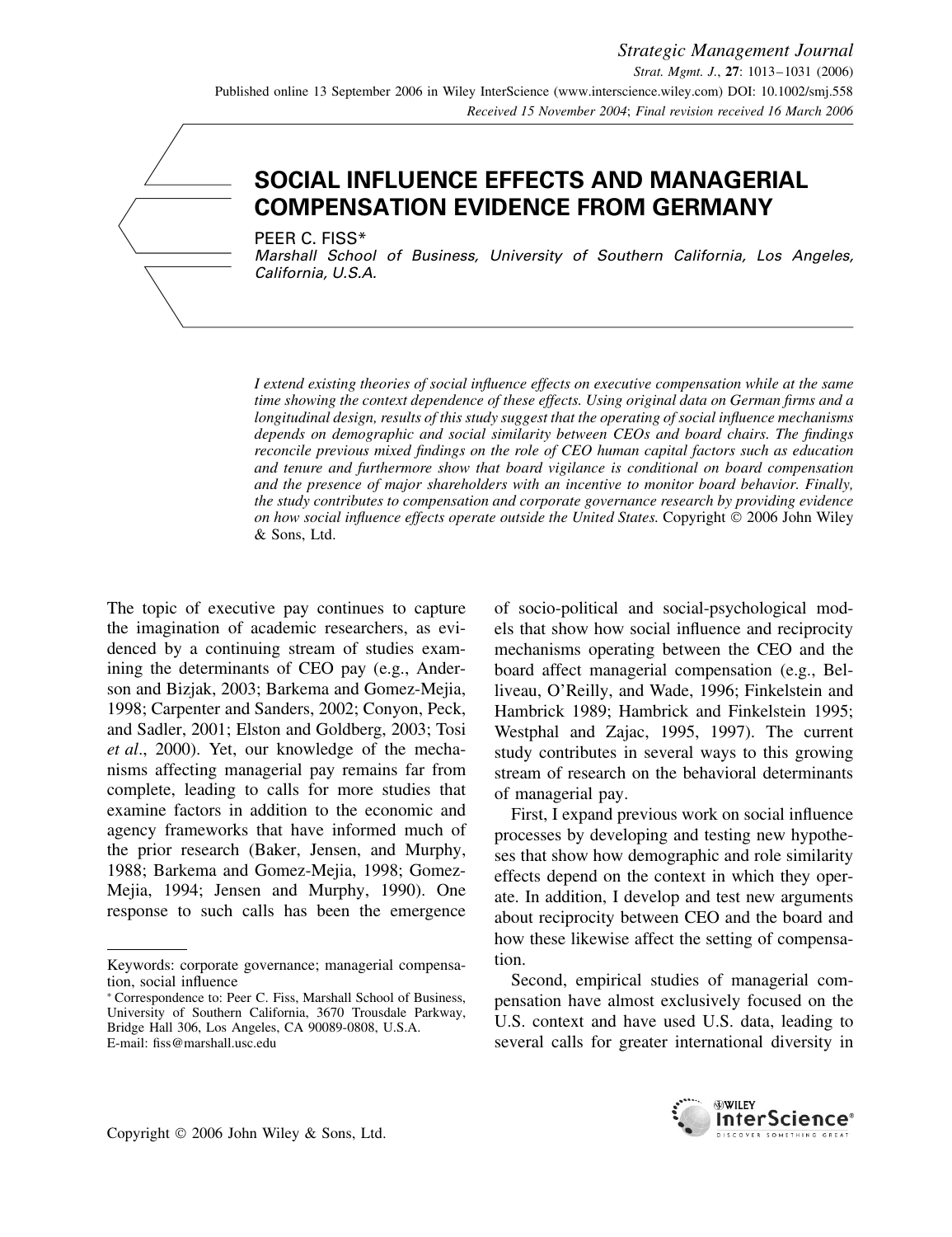# SOCIAL INFLUENCE EFFECTS AND MANAGERIAL COMPENSATION EVIDENCE FROM GERMANY

PEER C. FISS*

*Marshall School of Business, University of Southern California, Los Angeles, California, U.S.A.*

*I extend existing theories of social influence effects on executive compensation while at the same time showing the context dependence of these effects. Using original data on German firms and a longitudinal design, results of this study suggest that the operating of social influence mechanisms depends on demographic and social similarity between CEOs and board chairs. The findings reconcile previous mixed findings on the role of CEO human capital factors such as education and tenure and furthermore show that board vigilance is conditional on board compensation and the presence of major shareholders with an incentive to monitor board behavior. Finally, the study contributes to compensation and corporate governance research by providing evidence on how social influence effects operate outside the United States.* Copyright © 2006 John Wiley & Sons, Ltd.

The topic of executive pay continues to capture the imagination of academic researchers, as evidenced by a continuing stream of studies examining the determinants of CEO pay (e.g., Anderson and Bizjak, 2003; Barkema and Gomez-Mejia, 1998; Carpenter and Sanders, 2002; Conyon, Peck, and Sadler, 2001; Elston and Goldberg, 2003; Tosi *et al*., 2000). Yet, our knowledge of the mechanisms affecting managerial pay remains far from complete, leading to calls for more studies that examine factors in addition to the economic and agency frameworks that have informed much of the prior research (Baker, Jensen, and Murphy, 1988; Barkema and Gomez-Mejia, 1998; Gomez-Mejia, 1994; Jensen and Murphy, 1990). One response to such calls has been the emergence of socio-political and social-psychological models that show how social influence and reciprocity mechanisms operating between the CEO and the board affect managerial compensation (e.g., Belliveau, O'Reilly, and Wade, 1996; Finkelstein and Hambrick 1989; Hambrick and Finkelstein 1995; Westphal and Zajac, 1995, 1997). The current study contributes in several ways to this growing stream of research on the behavioral determinants of managerial pay.

First, I expand previous work on social influence processes by developing and testing new hypotheses that show how demographic and role similarity effects depend on the context in which they operate. In addition, I develop and test new arguments about reciprocity between CEO and the board and how these likewise affect the setting of compensation.

Second, empirical studies of managerial compensation have almost exclusively focused on the U.S. context and have used U.S. data, leading to several calls for greater international diversity in

---

Keywords: corporate governance; managerial compensation, social influence

\* Correspondence to: Peer C. Fiss, Marshall School of Business, University of Southern California, 3670 Trousdale Parkway, Bridge Hall 306, Los Angeles, CA 90089-0808, U.S.A. E-mail: fiss@marshall.usc.edu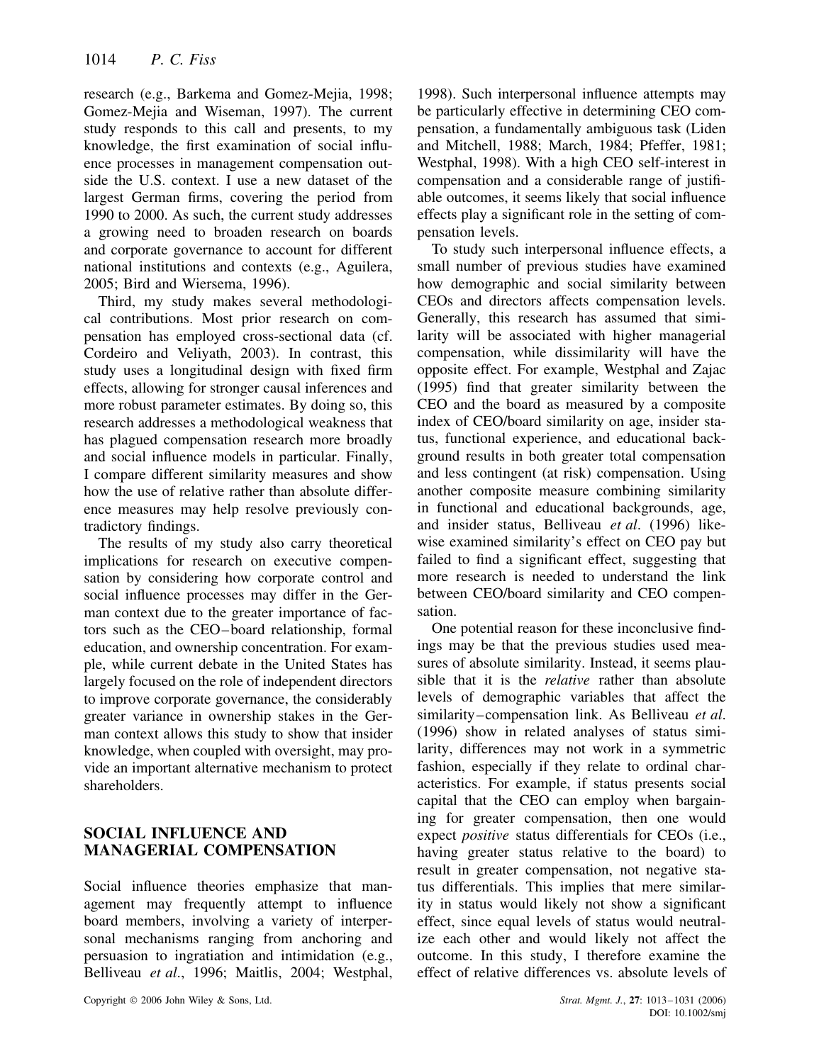research (e.g., Barkema and Gomez-Mejia, 1998; Gomez-Mejia and Wiseman, 1997). The current study responds to this call and presents, to my knowledge, the first examination of social influence processes in management compensation outside the U.S. context. I use a new dataset of the largest German firms, covering the period from 1990 to 2000. As such, the current study addresses a growing need to broaden research on boards and corporate governance to account for different national institutions and contexts (e.g., Aguilera, 2005; Bird and Wiersema, 1996).

Third, my study makes several methodological contributions. Most prior research on compensation has employed cross-sectional data (cf. Cordeiro and Veliyath, 2003). In contrast, this study uses a longitudinal design with fixed firm effects, allowing for stronger causal inferences and more robust parameter estimates. By doing so, this research addresses a methodological weakness that has plagued compensation research more broadly and social influence models in particular. Finally, I compare different similarity measures and show how the use of relative rather than absolute difference measures may help resolve previously contradictory findings.

The results of my study also carry theoretical implications for research on executive compensation by considering how corporate control and social influence processes may differ in the German context due to the greater importance of factors such as the CEO–board relationship, formal education, and ownership concentration. For example, while current debate in the United States has largely focused on the role of independent directors to improve corporate governance, the considerably greater variance in ownership stakes in the German context allows this study to show that insider knowledge, when coupled with oversight, may provide an important alternative mechanism to protect shareholders.

## SOCIAL INFLUENCE AND MANAGERIAL COMPENSATION

Social influence theories emphasize that management may frequently attempt to influence board members, involving a variety of interpersonal mechanisms ranging from anchoring and persuasion to ingratiation and intimidation (e.g., Belliveau *et al*., 1996; Maitlis, 2004; Westphal, 1998). Such interpersonal influence attempts may be particularly effective in determining CEO compensation, a fundamentally ambiguous task (Liden and Mitchell, 1988; March, 1984; Pfeffer, 1981; Westphal, 1998). With a high CEO self-interest in compensation and a considerable range of justifiable outcomes, it seems likely that social influence effects play a significant role in the setting of compensation levels.

To study such interpersonal influence effects, a small number of previous studies have examined how demographic and social similarity between CEOs and directors affects compensation levels. Generally, this research has assumed that similarity will be associated with higher managerial compensation, while dissimilarity will have the opposite effect. For example, Westphal and Zajac (1995) find that greater similarity between the CEO and the board as measured by a composite index of CEO/board similarity on age, insider status, functional experience, and educational background results in both greater total compensation and less contingent (at risk) compensation. Using another composite measure combining similarity in functional and educational backgrounds, age, and insider status, Belliveau *et al*. (1996) likewise examined similarity's effect on CEO pay but failed to find a significant effect, suggesting that more research is needed to understand the link between CEO/board similarity and CEO compensation.

One potential reason for these inconclusive findings may be that the previous studies used measures of absolute similarity. Instead, it seems plausible that it is the *relative* rather than absolute levels of demographic variables that affect the similarity–compensation link. As Belliveau *et al*. (1996) show in related analyses of status similarity, differences may not work in a symmetric fashion, especially if they relate to ordinal characteristics. For example, if status presents social capital that the CEO can employ when bargaining for greater compensation, then one would expect *positive* status differentials for CEOs (i.e., having greater status relative to the board) to result in greater compensation, not negative status differentials. This implies that mere similarity in status would likely not show a significant effect, since equal levels of status would neutralize each other and would likely not affect the outcome. In this study, I therefore examine the effect of relative differences vs. absolute levels of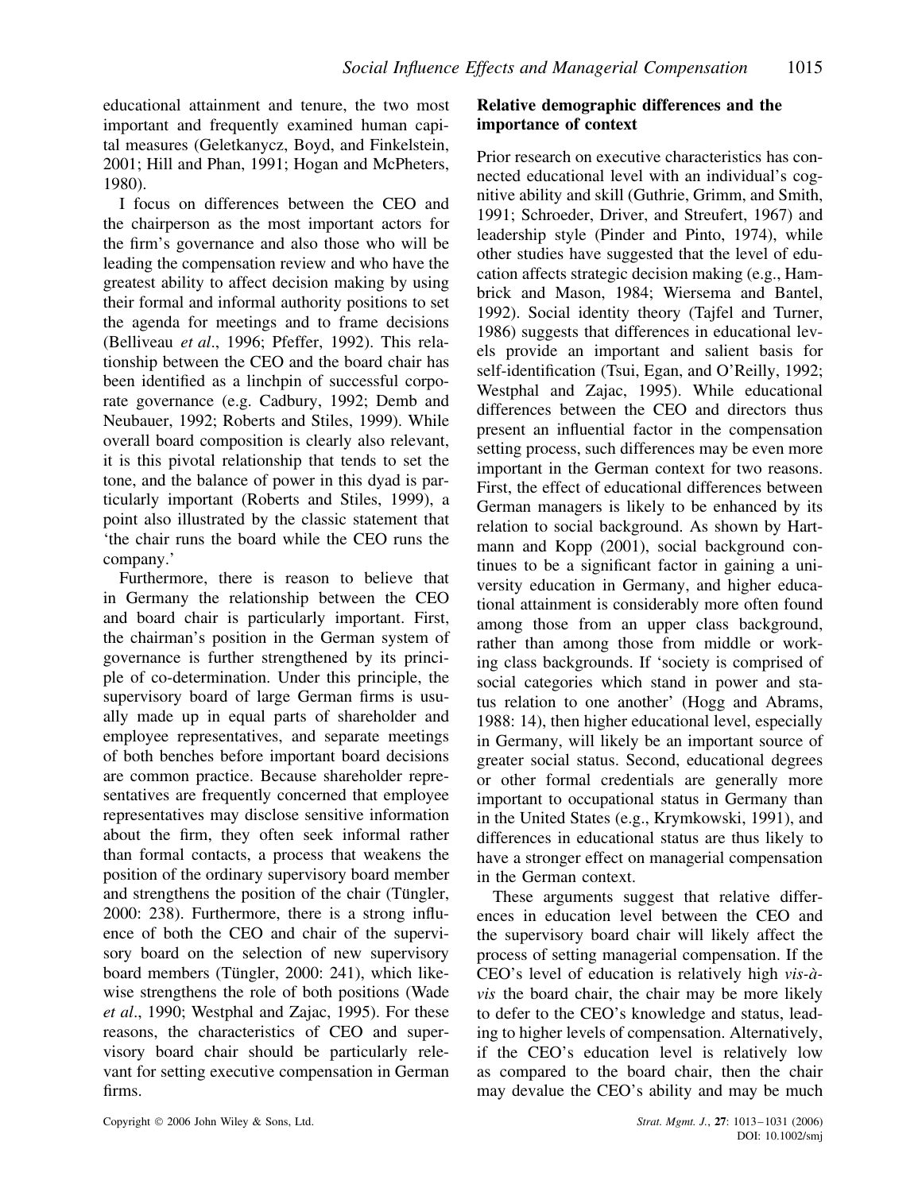educational attainment and tenure, the two most important and frequently examined human capital measures (Geletkanycz, Boyd, and Finkelstein, 2001; Hill and Phan, 1991; Hogan and McPheters, 1980).

I focus on differences between the CEO and the chairperson as the most important actors for the firm's governance and also those who will be leading the compensation review and who have the greatest ability to affect decision making by using their formal and informal authority positions to set the agenda for meetings and to frame decisions (Belliveau *et al*., 1996; Pfeffer, 1992). This relationship between the CEO and the board chair has been identified as a linchpin of successful corporate governance (e.g. Cadbury, 1992; Demb and Neubauer, 1992; Roberts and Stiles, 1999). While overall board composition is clearly also relevant, it is this pivotal relationship that tends to set the tone, and the balance of power in this dyad is particularly important (Roberts and Stiles, 1999), a point also illustrated by the classic statement that 'the chair runs the board while the CEO runs the company.'

Furthermore, there is reason to believe that in Germany the relationship between the CEO and board chair is particularly important. First, the chairman's position in the German system of governance is further strengthened by its principle of co-determination. Under this principle, the supervisory board of large German firms is usually made up in equal parts of shareholder and employee representatives, and separate meetings of both benches before important board decisions are common practice. Because shareholder representatives are frequently concerned that employee representatives may disclose sensitive information about the firm, they often seek informal rather than formal contacts, a process that weakens the position of the ordinary supervisory board member and strengthens the position of the chair (Tüngler, 2000: 238). Furthermore, there is a strong influence of both the CEO and chair of the supervisory board on the selection of new supervisory board members (Tüngler, 2000: 241), which likewise strengthens the role of both positions (Wade *et al*., 1990; Westphal and Zajac, 1995). For these reasons, the characteristics of CEO and supervisory board chair should be particularly relevant for setting executive compensation in German firms.

### Relative demographic differences and the importance of context

Prior research on executive characteristics has connected educational level with an individual's cognitive ability and skill (Guthrie, Grimm, and Smith, 1991; Schroeder, Driver, and Streufert, 1967) and leadership style (Pinder and Pinto, 1974), while other studies have suggested that the level of education affects strategic decision making (e.g., Hambrick and Mason, 1984; Wiersema and Bantel, 1992). Social identity theory (Tajfel and Turner, 1986) suggests that differences in educational levels provide an important and salient basis for self-identification (Tsui, Egan, and O'Reilly, 1992; Westphal and Zajac, 1995). While educational differences between the CEO and directors thus present an influential factor in the compensation setting process, such differences may be even more important in the German context for two reasons. First, the effect of educational differences between German managers is likely to be enhanced by its relation to social background. As shown by Hartmann and Kopp (2001), social background continues to be a significant factor in gaining a university education in Germany, and higher educational attainment is considerably more often found among those from an upper class background, rather than among those from middle or working class backgrounds. If 'society is comprised of social categories which stand in power and status relation to one another' (Hogg and Abrams, 1988: 14), then higher educational level, especially in Germany, will likely be an important source of greater social status. Second, educational degrees or other formal credentials are generally more important to occupational status in Germany than in the United States (e.g., Krymkowski, 1991), and differences in educational status are thus likely to have a stronger effect on managerial compensation in the German context.

These arguments suggest that relative differences in education level between the CEO and the supervisory board chair will likely affect the process of setting managerial compensation. If the CEO's level of education is relatively high *vis-à-vis* the board chair, the chair may be more likely to defer to the CEO's knowledge and status, leading to higher levels of compensation. Alternatively, if the CEO's education level is relatively low as compared to the board chair, then the chair may devalue the CEO's ability and may be much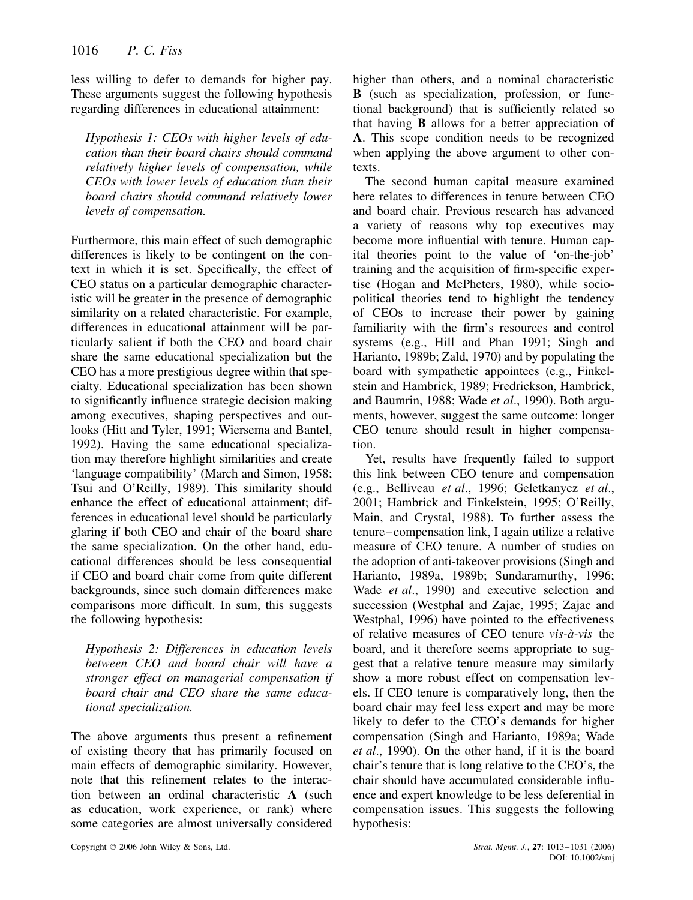less willing to defer to demands for higher pay. These arguments suggest the following hypothesis regarding differences in educational attainment:

*Hypothesis 1: CEOs with higher levels of education than their board chairs should command relatively higher levels of compensation, while CEOs with lower levels of education than their board chairs should command relatively lower levels of compensation.*

Furthermore, this main effect of such demographic differences is likely to be contingent on the context in which it is set. Specifically, the effect of CEO status on a particular demographic characteristic will be greater in the presence of demographic similarity on a related characteristic. For example, differences in educational attainment will be particularly salient if both the CEO and board chair share the same educational specialization but the CEO has a more prestigious degree within that specialty. Educational specialization has been shown to significantly influence strategic decision making among executives, shaping perspectives and outlooks (Hitt and Tyler, 1991; Wiersema and Bantel, 1992). Having the same educational specialization may therefore highlight similarities and create 'language compatibility' (March and Simon, 1958; Tsui and O'Reilly, 1989). This similarity should enhance the effect of educational attainment; differences in educational level should be particularly glaring if both CEO and chair of the board share the same specialization. On the other hand, educational differences should be less consequential if CEO and board chair come from quite different backgrounds, since such domain differences make comparisons more difficult. In sum, this suggests the following hypothesis:

*Hypothesis 2: Differences in education levels between CEO and board chair will have a stronger effect on managerial compensation if board chair and CEO share the same educational specialization.*

The above arguments thus present a refinement of existing theory that has primarily focused on main effects of demographic similarity. However, note that this refinement relates to the interaction between an ordinal characteristic **A** (such as education, work experience, or rank) where some categories are almost universally considered higher than others, and a nominal characteristic **B** (such as specialization, profession, or functional background) that is sufficiently related so that having **B** allows for a better appreciation of **A**. This scope condition needs to be recognized when applying the above argument to other contexts.

The second human capital measure examined here relates to differences in tenure between CEO and board chair. Previous research has advanced a variety of reasons why top executives may become more influential with tenure. Human capital theories point to the value of 'on-the-job' training and the acquisition of firm-specific expertise (Hogan and McPheters, 1980), while sociopolitical theories tend to highlight the tendency of CEOs to increase their power by gaining familiarity with the firm's resources and control systems (e.g., Hill and Phan 1991; Singh and Harianto, 1989b; Zald, 1970) and by populating the board with sympathetic appointees (e.g., Finkelstein and Hambrick, 1989; Fredrickson, Hambrick, and Baumrin, 1988; Wade *et al*., 1990). Both arguments, however, suggest the same outcome: longer CEO tenure should result in higher compensation.

Yet, results have frequently failed to support this link between CEO tenure and compensation (e.g., Belliveau *et al*., 1996; Geletkanycz *et al*., 2001; Hambrick and Finkelstein, 1995; O'Reilly, Main, and Crystal, 1988). To further assess the tenure–compensation link, I again utilize a relative measure of CEO tenure. A number of studies on the adoption of anti-takeover provisions (Singh and Harianto, 1989a, 1989b; Sundaramurthy, 1996; Wade *et al*., 1990) and executive selection and succession (Westphal and Zajac, 1995; Zajac and Westphal, 1996) have pointed to the effectiveness of relative measures of CEO tenure *vis-à-vis* the board, and it therefore seems appropriate to suggest that a relative tenure measure may similarly show a more robust effect on compensation levels. If CEO tenure is comparatively long, then the board chair may feel less expert and may be more likely to defer to the CEO's demands for higher compensation (Singh and Harianto, 1989a; Wade *et al*., 1990). On the other hand, if it is the board chair's tenure that is long relative to the CEO's, the chair should have accumulated considerable influence and expert knowledge to be less deferential in compensation issues. This suggests the following hypothesis: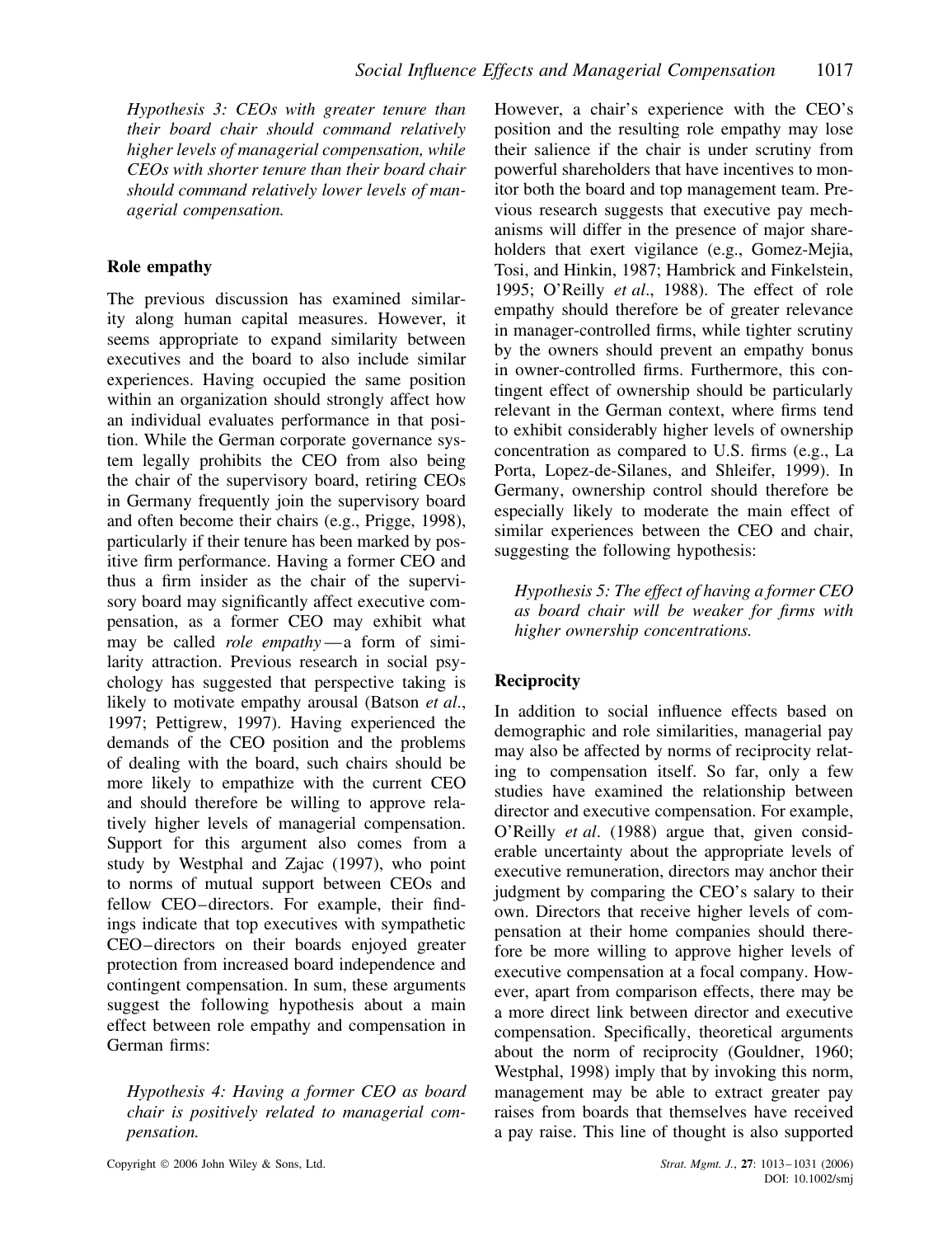*Hypothesis 3: CEOs with greater tenure than their board chair should command relatively higher levels of managerial compensation, while CEOs with shorter tenure than their board chair should command relatively lower levels of managerial compensation.*

### Role empathy

The previous discussion has examined similarity along human capital measures. However, it seems appropriate to expand similarity between executives and the board to also include similar experiences. Having occupied the same position within an organization should strongly affect how an individual evaluates performance in that position. While the German corporate governance system legally prohibits the CEO from also being the chair of the supervisory board, retiring CEOs in Germany frequently join the supervisory board and often become their chairs (e.g., Prigge, 1998), particularly if their tenure has been marked by positive firm performance. Having a former CEO and thus a firm insider as the chair of the supervisory board may significantly affect executive compensation, as a former CEO may exhibit what may be called *role empathy*—a form of similarity attraction. Previous research in social psychology has suggested that perspective taking is likely to motivate empathy arousal (Batson *et al*., 1997; Pettigrew, 1997). Having experienced the demands of the CEO position and the problems of dealing with the board, such chairs should be more likely to empathize with the current CEO and should therefore be willing to approve relatively higher levels of managerial compensation. Support for this argument also comes from a study by Westphal and Zajac (1997), who point to norms of mutual support between CEOs and fellow CEO–directors. For example, their findings indicate that top executives with sympathetic CEO–directors on their boards enjoyed greater protection from increased board independence and contingent compensation. In sum, these arguments suggest the following hypothesis about a main effect between role empathy and compensation in German firms:

*Hypothesis 4: Having a former CEO as board chair is positively related to managerial compensation.*

However, a chair's experience with the CEO's position and the resulting role empathy may lose their salience if the chair is under scrutiny from powerful shareholders that have incentives to monitor both the board and top management team. Previous research suggests that executive pay mechanisms will differ in the presence of major shareholders that exert vigilance (e.g., Gomez-Mejia, Tosi, and Hinkin, 1987; Hambrick and Finkelstein, 1995; O'Reilly *et al*., 1988). The effect of role empathy should therefore be of greater relevance in manager-controlled firms, while tighter scrutiny by the owners should prevent an empathy bonus in owner-controlled firms. Furthermore, this contingent effect of ownership should be particularly relevant in the German context, where firms tend to exhibit considerably higher levels of ownership concentration as compared to U.S. firms (e.g., La Porta, Lopez-de-Silanes, and Shleifer, 1999). In Germany, ownership control should therefore be especially likely to moderate the main effect of similar experiences between the CEO and chair, suggesting the following hypothesis:

*Hypothesis 5: The effect of having a former CEO as board chair will be weaker for firms with higher ownership concentrations.*

### Reciprocity

In addition to social influence effects based on demographic and role similarities, managerial pay may also be affected by norms of reciprocity relating to compensation itself. So far, only a few studies have examined the relationship between director and executive compensation. For example, O'Reilly *et al*. (1988) argue that, given considerable uncertainty about the appropriate levels of executive remuneration, directors may anchor their judgment by comparing the CEO's salary to their own. Directors that receive higher levels of compensation at their home companies should therefore be more willing to approve higher levels of executive compensation at a focal company. However, apart from comparison effects, there may be a more direct link between director and executive compensation. Specifically, theoretical arguments about the norm of reciprocity (Gouldner, 1960; Westphal, 1998) imply that by invoking this norm, management may be able to extract greater pay raises from boards that themselves have received a pay raise. This line of thought is also supported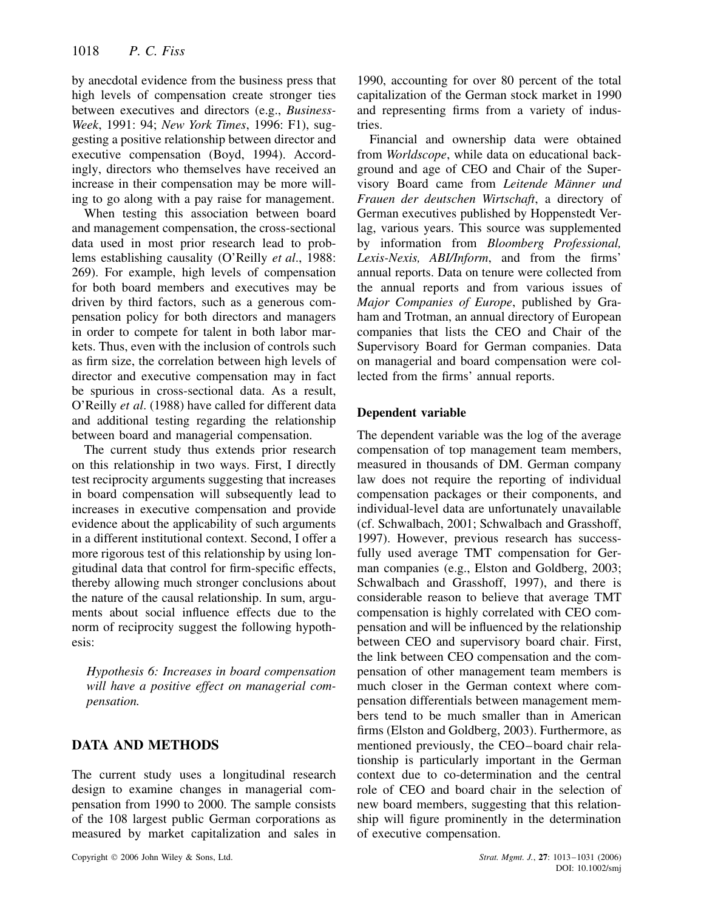by anecdotal evidence from the business press that high levels of compensation create stronger ties between executives and directors (e.g., *BusinessWeek*, 1991: 94; *New York Times*, 1996: F1), suggesting a positive relationship between director and executive compensation (Boyd, 1994). Accordingly, directors who themselves have received an increase in their compensation may be more willing to go along with a pay raise for management.

When testing this association between board and management compensation, the cross-sectional data used in most prior research lead to problems establishing causality (O'Reilly *et al*., 1988: 269). For example, high levels of compensation for both board members and executives may be driven by third factors, such as a generous compensation policy for both directors and managers in order to compete for talent in both labor markets. Thus, even with the inclusion of controls such as firm size, the correlation between high levels of director and executive compensation may in fact be spurious in cross-sectional data. As a result, O'Reilly *et al*. (1988) have called for different data and additional testing regarding the relationship between board and managerial compensation.

The current study thus extends prior research on this relationship in two ways. First, I directly test reciprocity arguments suggesting that increases in board compensation will subsequently lead to increases in executive compensation and provide evidence about the applicability of such arguments in a different institutional context. Second, I offer a more rigorous test of this relationship by using longitudinal data that control for firm-specific effects, thereby allowing much stronger conclusions about the nature of the causal relationship. In sum, arguments about social influence effects due to the norm of reciprocity suggest the following hypothesis:

*Hypothesis 6: Increases in board compensation will have a positive effect on managerial compensation.*

## DATA AND METHODS

The current study uses a longitudinal research design to examine changes in managerial compensation from 1990 to 2000. The sample consists of the 108 largest public German corporations as measured by market capitalization and sales in 1990, accounting for over 80 percent of the total capitalization of the German stock market in 1990 and representing firms from a variety of industries.

Financial and ownership data were obtained from *Worldscope*, while data on educational background and age of CEO and Chair of the Supervisory Board came from *Leitende Männer und Frauen der deutschen Wirtschaft*, a directory of German executives published by Hoppenstedt Verlag, various years. This source was supplemented by information from *Bloomberg Professional, Lexis-Nexis, ABI/Inform*, and from the firms' annual reports. Data on tenure were collected from the annual reports and from various issues of *Major Companies of Europe*, published by Graham and Trotman, an annual directory of European companies that lists the CEO and Chair of the Supervisory Board for German companies. Data on managerial and board compensation were collected from the firms' annual reports.

### Dependent variable

The dependent variable was the log of the average compensation of top management team members, measured in thousands of DM. German company law does not require the reporting of individual compensation packages or their components, and individual-level data are unfortunately unavailable (cf. Schwalbach, 2001; Schwalbach and Grasshoff, 1997). However, previous research has successfully used average TMT compensation for German companies (e.g., Elston and Goldberg, 2003; Schwalbach and Grasshoff, 1997), and there is considerable reason to believe that average TMT compensation is highly correlated with CEO compensation and will be influenced by the relationship between CEO and supervisory board chair. First, the link between CEO compensation and the compensation of other management team members is much closer in the German context where compensation differentials between management members tend to be much smaller than in American firms (Elston and Goldberg, 2003). Furthermore, as mentioned previously, the CEO–board chair relationship is particularly important in the German context due to co-determination and the central role of CEO and board chair in the selection of new board members, suggesting that this relationship will figure prominently in the determination of executive compensation.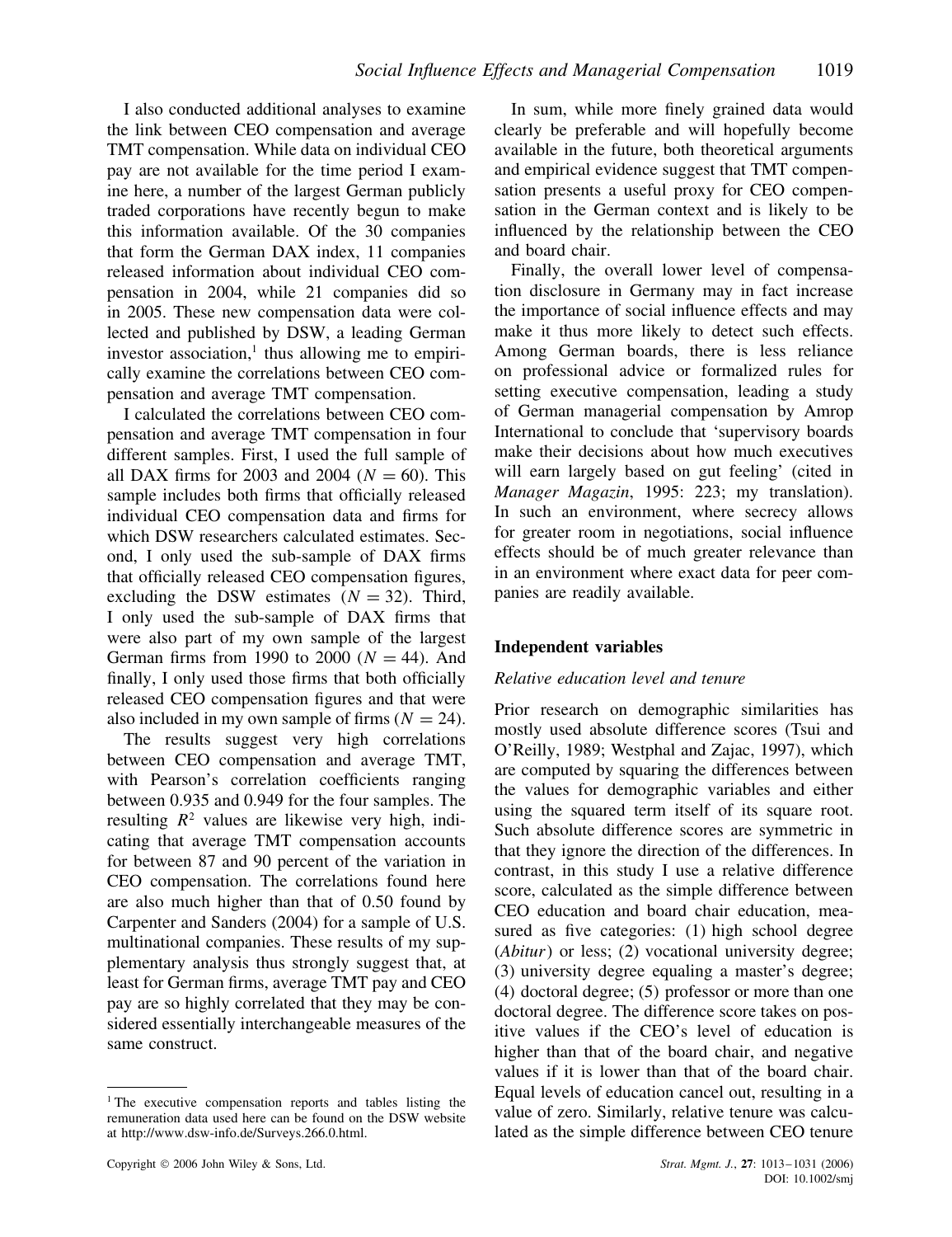I also conducted additional analyses to examine the link between CEO compensation and average TMT compensation. While data on individual CEO pay are not available for the time period I examine here, a number of the largest German publicly traded corporations have recently begun to make this information available. Of the 30 companies that form the German DAX index, 11 companies released information about individual CEO compensation in 2004, while 21 companies did so in 2005. These new compensation data were collected and published by DSW, a leading German investor association,[1] thus allowing me to empirically examine the correlations between CEO compensation and average TMT compensation.

I calculated the correlations between CEO compensation and average TMT compensation in four different samples. First, I used the full sample of all DAX firms for 2003 and 2004 ($N = 60$). This sample includes both firms that officially released individual CEO compensation data and firms for which DSW researchers calculated estimates. Second, I only used the sub-sample of DAX firms that officially released CEO compensation figures, excluding the DSW estimates ($N = 32$). Third, I only used the sub-sample of DAX firms that were also part of my own sample of the largest German firms from 1990 to 2000 ($N = 44$). And finally, I only used those firms that both officially released CEO compensation figures and that were also included in my own sample of firms ($N = 24$).

The results suggest very high correlations between CEO compensation and average TMT, with Pearson's correlation coefficients ranging between 0.935 and 0.949 for the four samples. The resulting $R^2$ values are likewise very high, indicating that average TMT compensation accounts for between 87 and 90 percent of the variation in CEO compensation. The correlations found here are also much higher than that of 0.50 found by Carpenter and Sanders (2004) for a sample of U.S. multinational companies. These results of my supplementary analysis thus strongly suggest that, at least for German firms, average TMT pay and CEO pay are so highly correlated that they may be considered essentially interchangeable measures of the same construct.

In sum, while more finely grained data would clearly be preferable and will hopefully become available in the future, both theoretical arguments and empirical evidence suggest that TMT compensation presents a useful proxy for CEO compensation in the German context and is likely to be influenced by the relationship between the CEO and board chair.

Finally, the overall lower level of compensation disclosure in Germany may in fact increase the importance of social influence effects and may make it thus more likely to detect such effects. Among German boards, there is less reliance on professional advice or formalized rules for setting executive compensation, leading a study of German managerial compensation by Amrop International to conclude that 'supervisory boards make their decisions about how much executives will earn largely based on gut feeling' (cited in *Manager Magazin*, 1995: 223; my translation). In such an environment, where secrecy allows for greater room in negotiations, social influence effects should be of much greater relevance than in an environment where exact data for peer companies are readily available.

## Independent variables

### *Relative education level and tenure*

Prior research on demographic similarities has mostly used absolute difference scores (Tsui and O'Reilly, 1989; Westphal and Zajac, 1997), which are computed by squaring the differences between the values for demographic variables and either using the squared term itself of its square root. Such absolute difference scores are symmetric in that they ignore the direction of the differences. In contrast, in this study I use a relative difference score, calculated as the simple difference between CEO education and board chair education, measured as five categories: (1) high school degree (*Abitur*) or less; (2) vocational university degree; (3) university degree equaling a master's degree; (4) doctoral degree; (5) professor or more than one doctoral degree. The difference score takes on positive values if the CEO's level of education is higher than that of the board chair, and negative values if it is lower than that of the board chair. Equal levels of education cancel out, resulting in a value of zero. Similarly, relative tenure was calculated as the simple difference between CEO tenure

[1] The executive compensation reports and tables listing the remuneration data used here can be found on the DSW website at http://www.dsw-info.de/Surveys.266.0.html.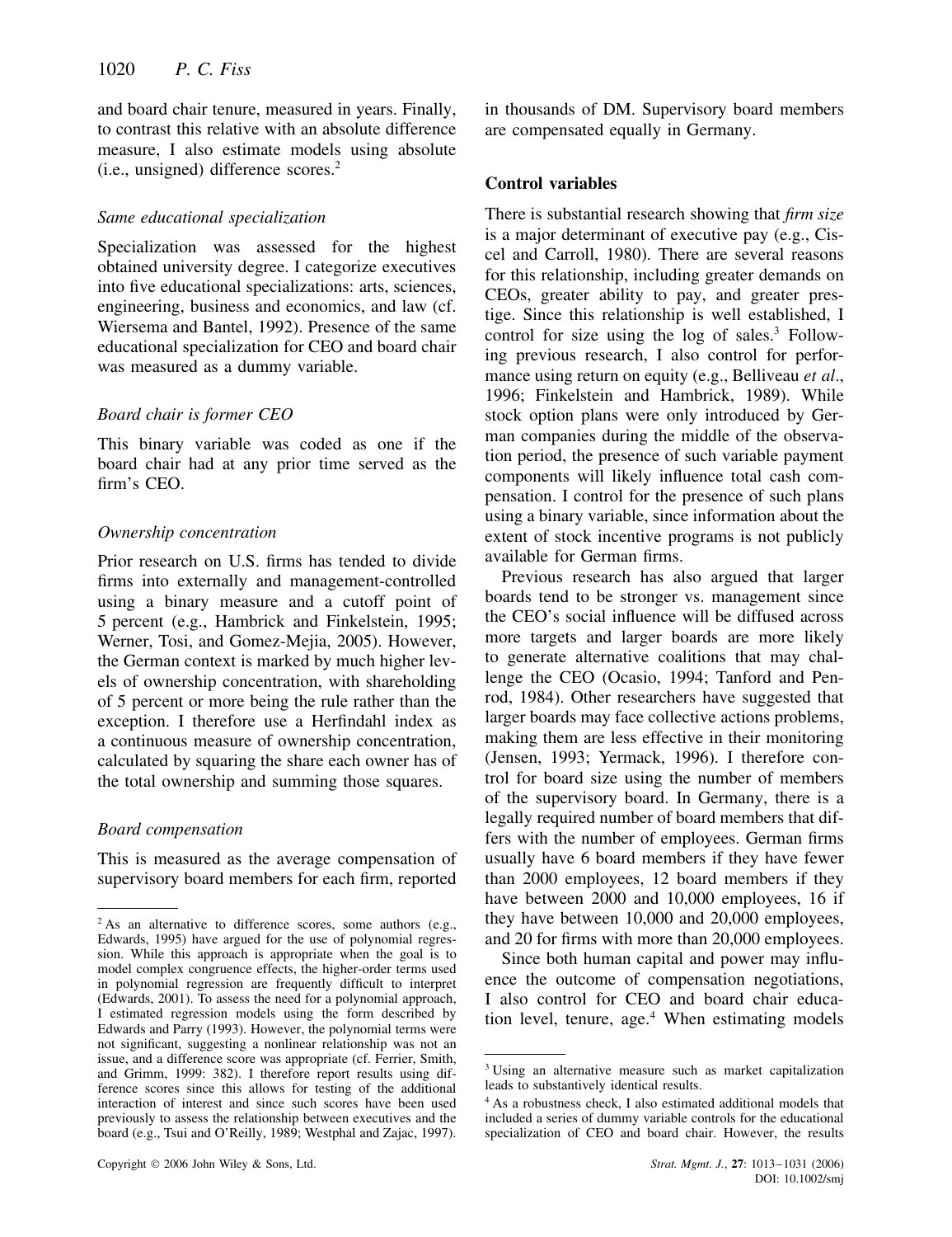and board chair tenure, measured in years. Finally, to contrast this relative with an absolute difference measure, I also estimate models using absolute (i.e., unsigned) difference scores.[2]

### *Same educational specialization*

Specialization was assessed for the highest obtained university degree. I categorize executives into five educational specializations: arts, sciences, engineering, business and economics, and law (cf. Wiersema and Bantel, 1992). Presence of the same educational specialization for CEO and board chair was measured as a dummy variable.

### *Board chair is former CEO*

This binary variable was coded as one if the board chair had at any prior time served as the firm's CEO.

### *Ownership concentration*

Prior research on U.S. firms has tended to divide firms into externally and management-controlled using a binary measure and a cutoff point of 5 percent (e.g., Hambrick and Finkelstein, 1995; Werner, Tosi, and Gomez-Mejia, 2005). However, the German context is marked by much higher levels of ownership concentration, with shareholding of 5 percent or more being the rule rather than the exception. I therefore use a Herfindahl index as a continuous measure of ownership concentration, calculated by squaring the share each owner has of the total ownership and summing those squares.

### *Board compensation*

This is measured as the average compensation of supervisory board members for each firm, reported in thousands of DM. Supervisory board members are compensated equally in Germany.

## Control variables

There is substantial research showing that *firm size* is a major determinant of executive pay (e.g., Ciscel and Carroll, 1980). There are several reasons for this relationship, including greater demands on CEOs, greater ability to pay, and greater prestige. Since this relationship is well established, I control for size using the log of sales.[3] Following previous research, I also control for performance using return on equity (e.g., Belliveau *et al*., 1996; Finkelstein and Hambrick, 1989). While stock option plans were only introduced by German companies during the middle of the observation period, the presence of such variable payment components will likely influence total cash compensation. I control for the presence of such plans using a binary variable, since information about the extent of stock incentive programs is not publicly available for German firms.

Previous research has also argued that larger boards tend to be stronger vs. management since the CEO's social influence will be diffused across more targets and larger boards are more likely to generate alternative coalitions that may challenge the CEO (Ocasio, 1994; Tanford and Penrod, 1984). Other researchers have suggested that larger boards may face collective actions problems, making them are less effective in their monitoring (Jensen, 1993; Yermack, 1996). I therefore control for board size using the number of members of the supervisory board. In Germany, there is a legally required number of board members that differs with the number of employees. German firms usually have 6 board members if they have fewer than 2000 employees, 12 board members if they have between 2000 and 10,000 employees, 16 if they have between 10,000 and 20,000 employees, and 20 for firms with more than 20,000 employees.

Since both human capital and power may influence the outcome of compensation negotiations, I also control for CEO and board chair education level, tenure, age.[4] When estimating models

---

[2] As an alternative to difference scores, some authors (e.g., Edwards, 1995) have argued for the use of polynomial regression. While this approach is appropriate when the goal is to model complex congruence effects, the higher-order terms used in polynomial regression are frequently difficult to interpret (Edwards, 2001). To assess the need for a polynomial approach, I estimated regression models using the form described by Edwards and Parry (1993). However, the polynomial terms were not significant, suggesting a nonlinear relationship was not an issue, and a difference score was appropriate (cf. Ferrier, Smith, and Grimm, 1999: 382). I therefore report results using difference scores since this allows for testing of the additional interaction of interest and since such scores have been used previously to assess the relationship between executives and the board (e.g., Tsui and O'Reilly, 1989; Westphal and Zajac, 1997).

[3] Using an alternative measure such as market capitalization leads to substantively identical results.

[4] As a robustness check, I also estimated additional models that included a series of dummy variable controls for the educational specialization of CEO and board chair. However, the results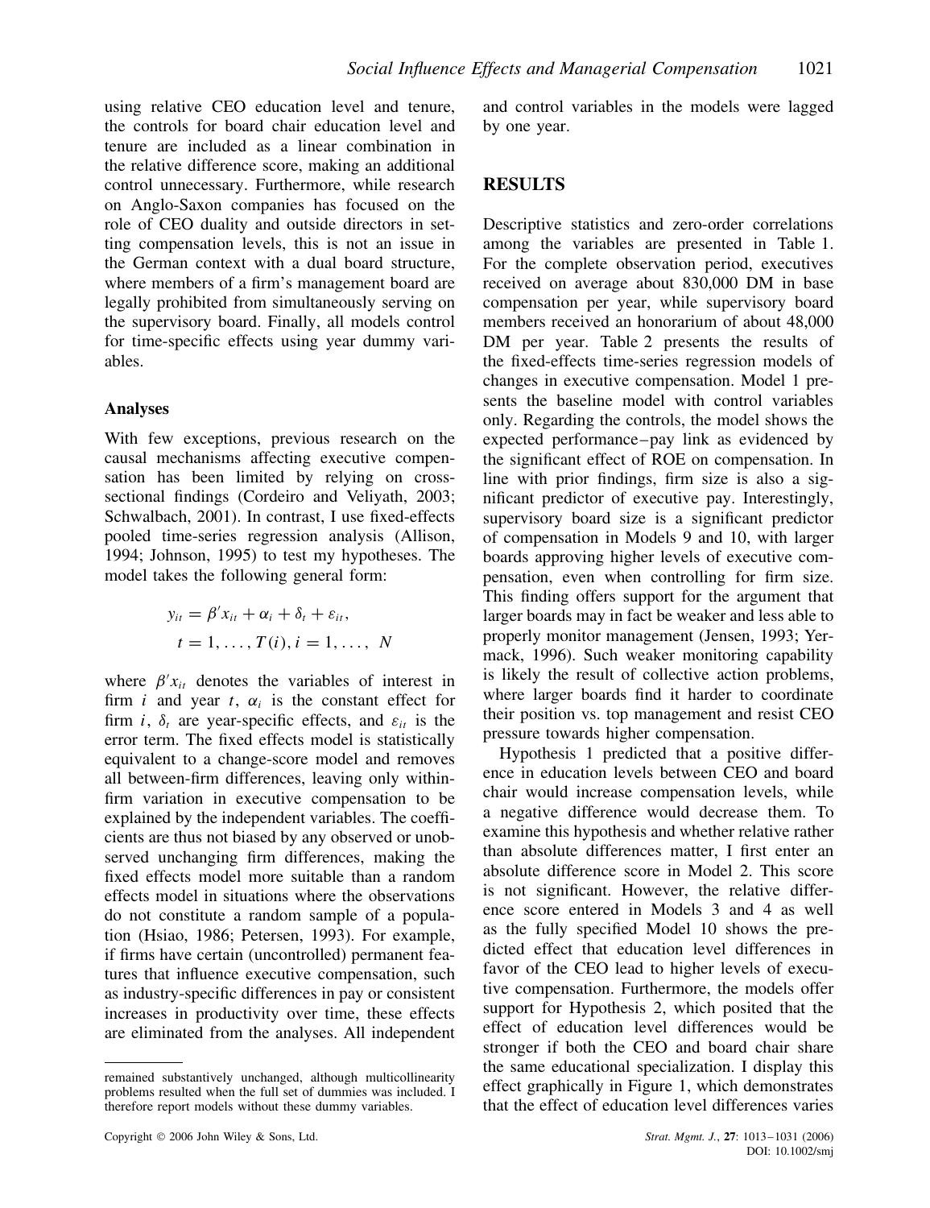using relative CEO education level and tenure, the controls for board chair education level and tenure are included as a linear combination in the relative difference score, making an additional control unnecessary. Furthermore, while research on Anglo-Saxon companies has focused on the role of CEO duality and outside directors in setting compensation levels, this is not an issue in the German context with a dual board structure, where members of a firm's management board are legally prohibited from simultaneously serving on the supervisory board. Finally, all models control for time-specific effects using year dummy variables.

### Analyses

With few exceptions, previous research on the causal mechanisms affecting executive compensation has been limited by relying on cross-sectional findings (Cordeiro and Veliyath, 2003; Schwalbach, 2001). In contrast, I use fixed-effects pooled time-series regression analysis (Allison, 1994; Johnson, 1995) to test my hypotheses. The model takes the following general form:

$$y_{it} = \beta' x_{it} + \alpha_i + \delta_t + \varepsilon_{it},$$
$$t = 1, \ldots, T(i), i = 1, \ldots, N$$

where $\beta' x_{it}$ denotes the variables of interest in firm $i$ and year $t$, $\alpha_i$ is the constant effect for firm $i$, $\delta_t$ are year-specific effects, and $\varepsilon_{it}$ is the error term. The fixed effects model is statistically equivalent to a change-score model and removes all between-firm differences, leaving only within-firm variation in executive compensation to be explained by the independent variables. The coefficients are thus not biased by any observed or unobserved unchanging firm differences, making the fixed effects model more suitable than a random effects model in situations where the observations do not constitute a random sample of a population (Hsiao, 1986; Petersen, 1993). For example, if firms have certain (uncontrolled) permanent features that influence executive compensation, such as industry-specific differences in pay or consistent increases in productivity over time, these effects are eliminated from the analyses. All independent and control variables in the models were lagged by one year.

## RESULTS

Descriptive statistics and zero-order correlations among the variables are presented in Table 1. For the complete observation period, executives received on average about 830,000 DM in base compensation per year, while supervisory board members received an honorarium of about 48,000 DM per year. Table 2 presents the results of the fixed-effects time-series regression models of changes in executive compensation. Model 1 presents the baseline model with control variables only. Regarding the controls, the model shows the expected performance–pay link as evidenced by the significant effect of ROE on compensation. In line with prior findings, firm size is also a significant predictor of executive pay. Interestingly, supervisory board size is a significant predictor of compensation in Models 9 and 10, with larger boards approving higher levels of executive compensation, even when controlling for firm size. This finding offers support for the argument that larger boards may in fact be weaker and less able to properly monitor management (Jensen, 1993; Yermack, 1996). Such weaker monitoring capability is likely the result of collective action problems, where larger boards find it harder to coordinate their position vs. top management and resist CEO pressure towards higher compensation.

Hypothesis 1 predicted that a positive difference in education levels between CEO and board chair would increase compensation levels, while a negative difference would decrease them. To examine this hypothesis and whether relative rather than absolute differences matter, I first enter an absolute difference score in Model 2. This score is not significant. However, the relative difference score entered in Models 3 and 4 as well as the fully specified Model 10 shows the predicted effect that education level differences in favor of the CEO lead to higher levels of executive compensation. Furthermore, the models offer support for Hypothesis 2, which posited that the effect of education level differences would be stronger if both the CEO and board chair share the same educational specialization. I display this effect graphically in Figure 1, which demonstrates that the effect of education level differences varies

remained substantively unchanged, although multicollinearity problems resulted when the full set of dummies was included. I therefore report models without these dummy variables.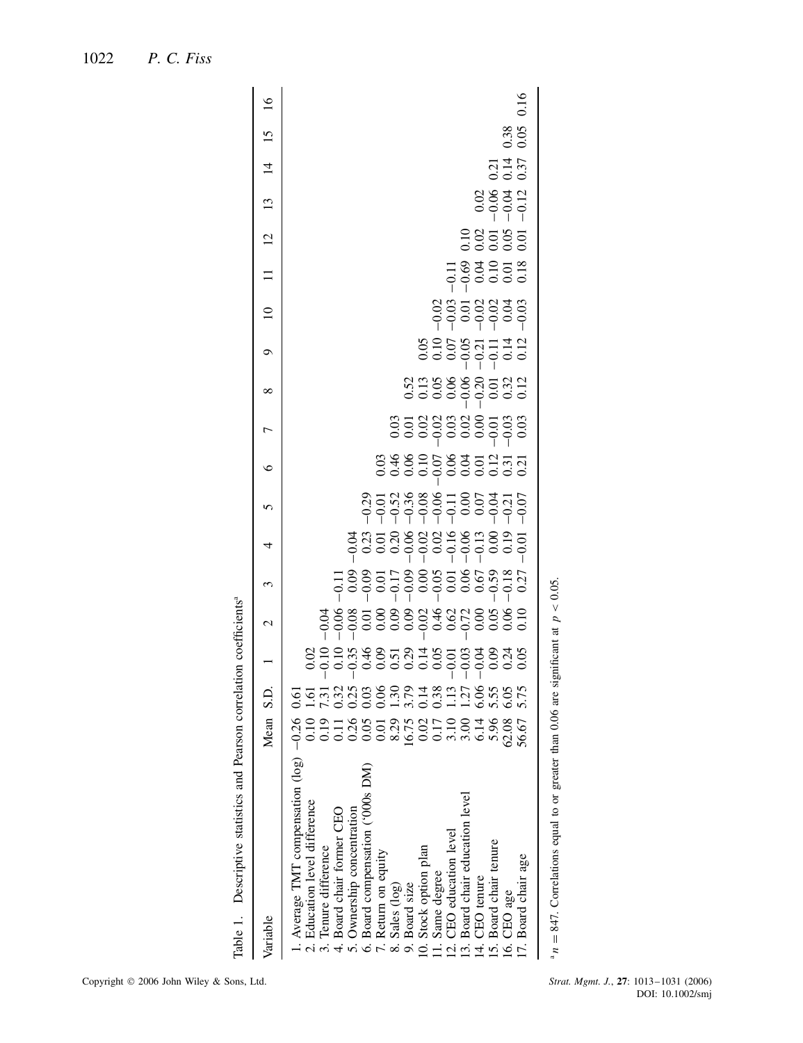Table 1. Descriptive statistics and Pearson correlation coefficients[a]

| Variable | Mean | S.D. | 1 | 2 | 3 | 4 | 5 | 6 | 7 | 8 | 9 | 10 | 11 | 12 | 13 | 14 | 15 | 16 |
|---|---|---|---|---|---|---|---|---|---|---|---|---|---|---|---|---|---|---|
| 1. Average TMT compensation (log) | −0.26 | 0.61 | | | | | | | | | | | | | | | | |
| 2. Education level difference | 0.10 | 1.61 | 0.02 | | | | | | | | | | | | | | | |
| 3. Tenure difference | 0.19 | 7.31 | −0.10 | −0.04 | | | | | | | | | | | | | | |
| 4. Board chair former CEO | 0.11 | 0.32 | 0.10 | −0.06 | −0.11 | | | | | | | | | | | | | |
| 5. Ownership concentration | 0.26 | 0.25 | −0.35 | −0.08 | 0.09 | −0.04 | | | | | | | | | | | | |
| 6. Board compensation ('000s DM) | 0.05 | 0.03 | 0.46 | 0.01 | −0.09 | 0.23 | −0.29 | | | | | | | | | | | |
| 7. Return on equity | 0.01 | 0.06 | 0.09 | 0.00 | 0.01 | 0.01 | −0.01 | 0.03 | | | | | | | | | | |
| 8. Sales (log) | 8.29 | 1.30 | 0.51 | 0.09 | −0.17 | 0.20 | −0.52 | 0.46 | 0.03 | | | | | | | | | |
| 9. Board size | 16.75 | 3.79 | 0.29 | 0.09 | −0.09 | −0.06 | −0.36 | 0.06 | 0.01 | 0.52 | | | | | | | | |
| 10. Stock option plan | 0.02 | 0.14 | 0.14 | −0.02 | 0.00 | −0.02 | −0.08 | 0.10 | 0.02 | 0.13 | 0.05 | | | | | | | |
| 11. Same degree | 0.17 | 0.38 | 0.05 | 0.46 | −0.05 | 0.02 | −0.06 | −0.07 | −0.02 | 0.05 | 0.10 | −0.02 | | | | | | |
| 12. CEO education level | 3.10 | 1.13 | −0.01 | 0.62 | 0.01 | −0.16 | −0.11 | 0.06 | 0.03 | 0.06 | 0.07 | −0.03 | −0.11 | | | | | |
| 13. Board chair education level | 3.00 | 1.27 | −0.03 | −0.72 | 0.06 | −0.06 | 0.00 | 0.04 | 0.02 | −0.06 | −0.05 | 0.01 | −0.69 | 0.10 | | | | |
| 14. CEO tenure | 6.14 | 6.06 | −0.04 | 0.00 | 0.67 | −0.13 | 0.07 | 0.01 | 0.00 | −0.20 | −0.21 | −0.02 | 0.04 | 0.02 | 0.02 | | | |
| 15. Board chair tenure | 5.96 | 5.55 | 0.09 | 0.05 | −0.59 | 0.00 | −0.04 | 0.12 | −0.01 | 0.01 | −0.11 | −0.02 | 0.10 | 0.01 | −0.06 | 0.21 | | |
| 16. CEO age | 62.08 | 6.05 | 0.24 | 0.06 | −0.18 | 0.19 | −0.21 | 0.31 | −0.03 | 0.32 | 0.14 | 0.04 | 0.01 | 0.05 | −0.04 | 0.14 | 0.38 | |
| 17. Board chair age | 56.67 | 5.75 | 0.05 | 0.10 | 0.27 | −0.01 | −0.07 | 0.21 | 0.03 | 0.12 | 0.12 | −0.03 | 0.18 | 0.01 | −0.12 | 0.37 | 0.05 | 0.16 |

[a] $n = 847$. Correlations equal to or greater than 0.06 are significant at $p < 0.05$.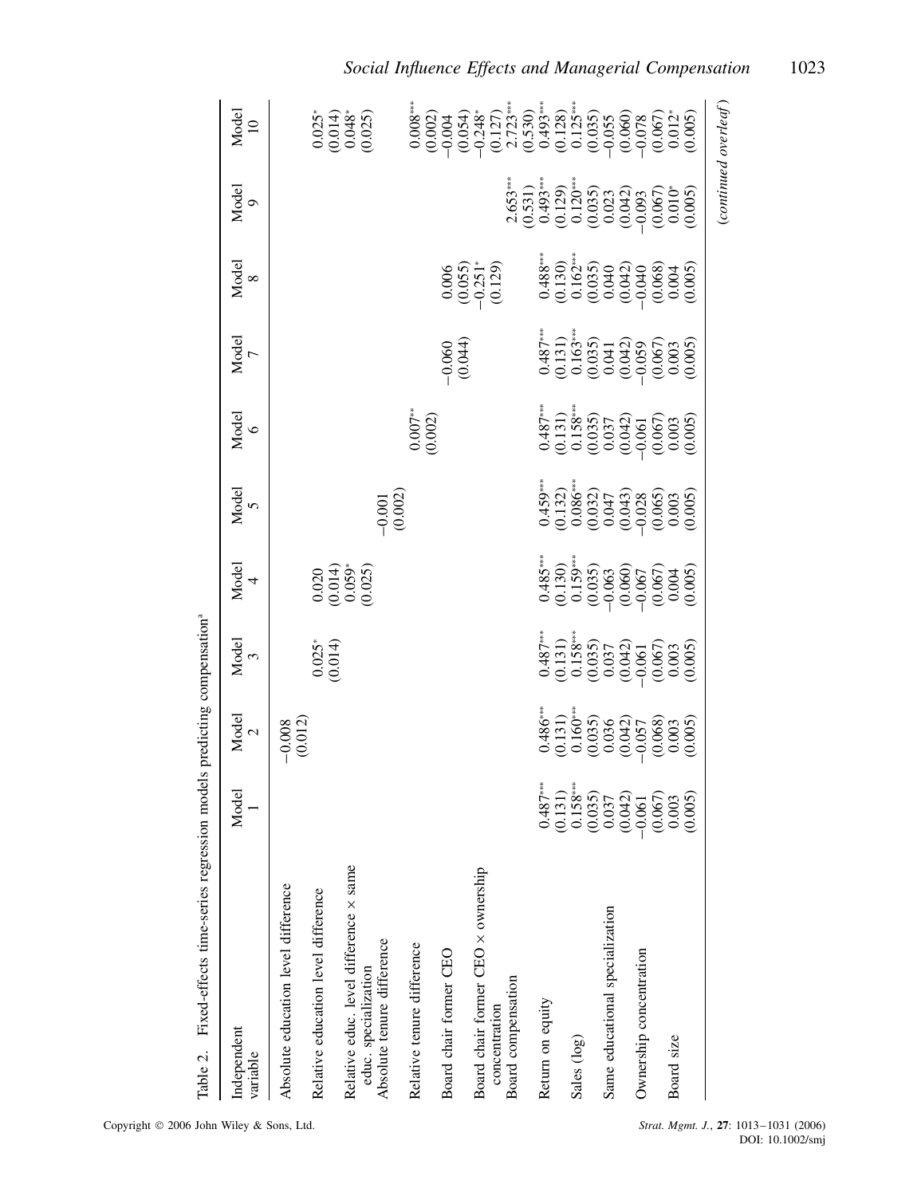Table 2. Fixed-effects time-series regression models predicting compensation[a]

| Independent variable | Model 1 | Model 2 | Model 3 | Model 4 | Model 5 | Model 6 | Model 7 | Model 8 | Model 9 | Model 10 |
|---|---|---|---|---|---|---|---|---|---|---|
| Absolute education level difference | | −0.008 | | | | | | | | |
| | | (0.012) | | | | | | | | |
| Relative education level difference | | | 0.025* | 0.020 | | | | | | 0.025* |
| | | | (0.014) | (0.014) | | | | | | (0.014) |
| Relative educ. level difference × same educ. specialization | | | | 0.059* | | | | | | 0.048* |
| | | | | (0.025) | | | | | | (0.025) |
| Absolute tenure difference | | | | | −0.001 | | | | | |
| | | | | | (0.002) | | | | | |
| Relative tenure difference | | | | | | 0.007** | | | | 0.008*** |
| | | | | | | (0.002) | | | | (0.002) |
| Board chair former CEO | | | | | | | −0.060 | 0.006 | | −0.004 |
| | | | | | | | (0.044) | (0.055) | | (0.054) |
| Board chair former CEO × ownership concentration | | | | | | | | −0.251* | | −0.248* |
| | | | | | | | | (0.129) | | (0.127) |
| Board compensation | | | | | | | | | 2.653*** | 2.723*** |
| | | | | | | | | | (0.531) | (0.530) |
| Return on equity | 0.487*** | 0.486*** | 0.487*** | 0.485*** | 0.459*** | 0.487*** | 0.487*** | 0.488*** | 0.493*** | 0.493*** |
| | (0.131) | (0.131) | (0.131) | (0.130) | (0.132) | (0.131) | (0.131) | (0.130) | (0.129) | (0.128) |
| Sales (log) | 0.158*** | 0.160*** | 0.158*** | 0.159*** | 0.086*** | 0.158*** | 0.163*** | 0.162*** | 0.120*** | 0.125*** |
| | (0.035) | (0.035) | (0.035) | (0.035) | (0.032) | (0.035) | (0.035) | (0.035) | (0.035) | (0.035) |
| Same educational specialization | 0.037 | 0.036 | 0.037 | −0.063 | 0.047 | 0.037 | 0.041 | 0.040 | 0.023 | −0.055 |
| | (0.042) | (0.042) | (0.042) | (0.060) | (0.043) | (0.042) | (0.042) | (0.042) | (0.042) | (0.060) |
| Ownership concentration | −0.061 | −0.057 | −0.061 | −0.067 | −0.028 | −0.061 | −0.059 | −0.040 | −0.093 | −0.078 |
| | (0.067) | (0.068) | (0.067) | (0.067) | (0.065) | (0.067) | (0.067) | (0.068) | (0.067) | (0.067) |
| Board size | 0.003 | 0.003 | 0.003 | 0.004 | 0.003 | 0.003 | 0.003 | 0.004 | 0.010* | 0.012* |
| | (0.005) | (0.005) | (0.005) | (0.005) | (0.005) | (0.005) | (0.005) | (0.005) | (0.005) | (0.005) |

*(continued overleaf)*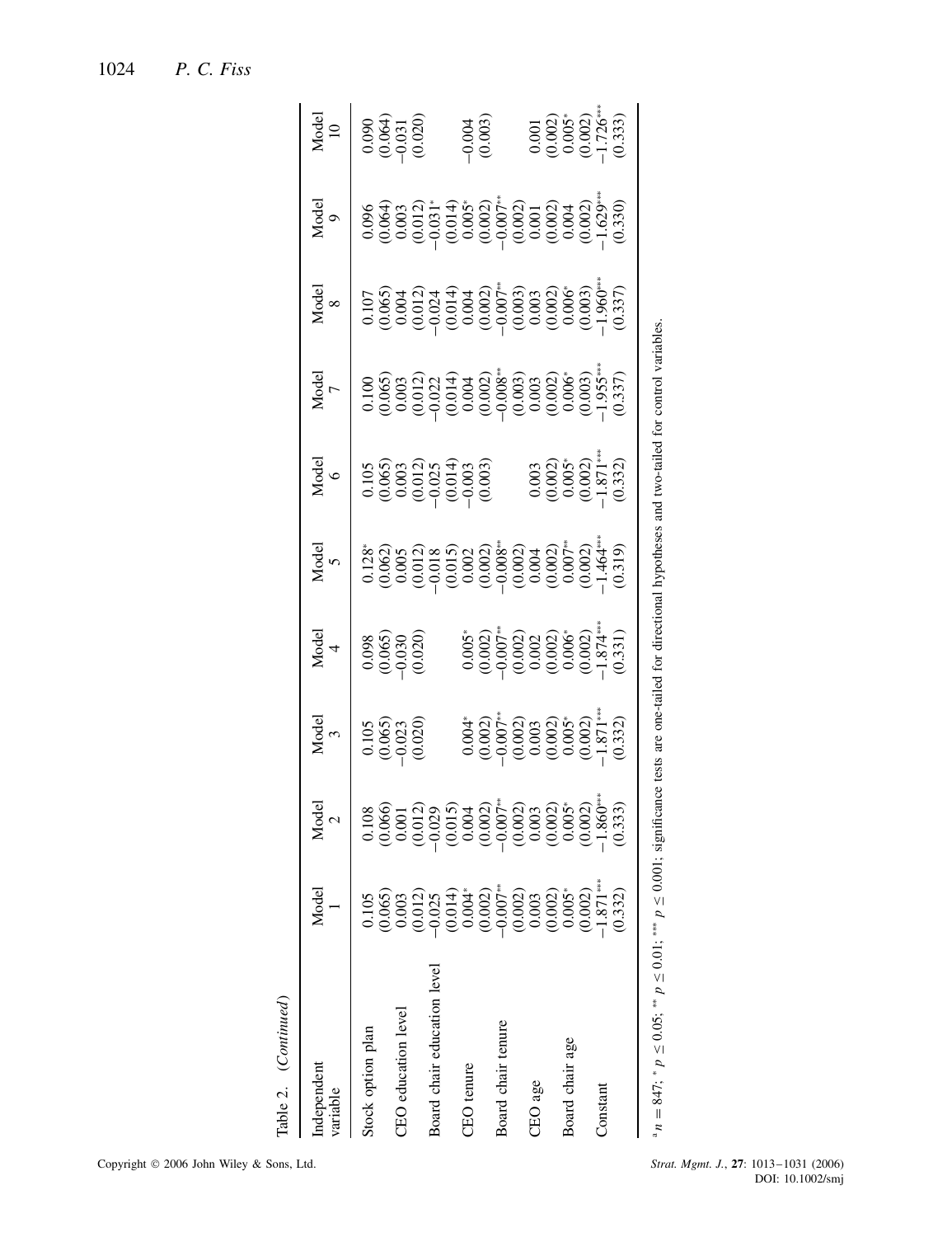Table 2. (*Continued*)

| Independent variable | Model 1 | Model 2 | Model 3 | Model 4 | Model 5 | Model 6 | Model 7 | Model 8 | Model 9 | Model 10 |
|---|---|---|---|---|---|---|---|---|---|---|
| Stock option plan | 0.105 | 0.108 | 0.105 | 0.098 | 0.128* | 0.105 | 0.100 | 0.107 | 0.096 | 0.090 |
| | (0.065) | (0.066) | (0.065) | (0.065) | (0.062) | (0.065) | (0.065) | (0.065) | (0.064) | (0.064) |
| CEO education level | 0.003 | 0.001 | −0.023 | −0.030 | 0.005 | 0.003 | 0.003 | 0.004 | 0.003 | −0.031 |
| | (0.012) | (0.012) | (0.020) | (0.020) | (0.012) | (0.012) | (0.012) | (0.012) | (0.012) | (0.020) |
| Board chair education level | −0.025 | −0.029 | | | −0.018 | −0.025 | −0.022 | −0.024 | −0.031* | |
| | (0.014) | (0.015) | | | (0.015) | (0.014) | (0.014) | (0.014) | (0.014) | |
| CEO tenure | 0.004* | 0.004 | 0.004* | 0.005* | 0.002 | −0.003 | 0.004 | 0.004 | 0.005* | −0.004 |
| | (0.002) | (0.002) | (0.002) | (0.002) | (0.002) | (0.003) | (0.002) | (0.002) | (0.002) | (0.003) |
| Board chair tenure | −0.007** | −0.007** | −0.007** | −0.007** | −0.008** | | −0.008** | −0.007** | −0.007** | |
| | (0.002) | (0.002) | (0.002) | (0.002) | (0.002) | | (0.003) | (0.003) | (0.002) | |
| CEO age | 0.003 | 0.003 | 0.003 | 0.002 | 0.004 | 0.003 | 0.003 | 0.003 | 0.001 | 0.001 |
| | (0.002) | (0.002) | (0.002) | (0.002) | (0.002) | (0.002) | (0.002) | (0.002) | (0.002) | (0.002) |
| Board chair age | 0.005* | 0.005* | 0.005* | 0.006* | 0.007** | 0.005* | 0.006* | 0.006* | 0.004 | 0.005* |
| | (0.002) | (0.002) | (0.002) | (0.002) | (0.002) | (0.002) | (0.003) | (0.003) | (0.002) | (0.002) |
| Constant | −1.871*** | −1.860*** | −1.871*** | −1.874*** | −1.464*** | −1.871*** | −1.955*** | −1.960*** | −1.629*** | −1.726*** |
| | (0.332) | (0.333) | (0.332) | (0.331) | (0.319) | (0.332) | (0.337) | (0.337) | (0.330) | (0.333) |

[a] $n = 847$; * $p \leq 0.05$; ** $p \leq 0.01$; *** $p \leq 0.001$; significance tests are one-tailed for directional hypotheses and two-tailed for control variables.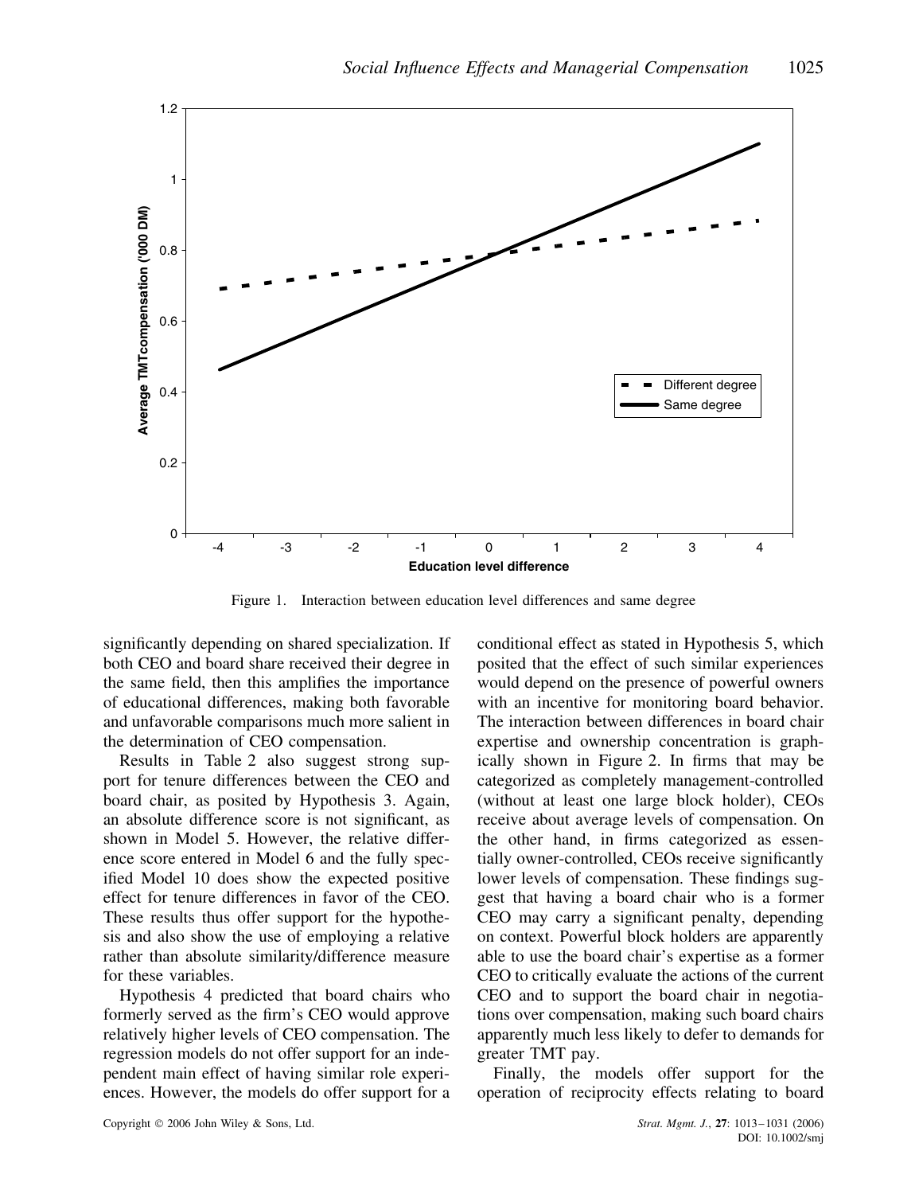Figure 1. Interaction between education level differences and same degree

significantly depending on shared specialization. If both CEO and board share received their degree in the same field, then this amplifies the importance of educational differences, making both favorable and unfavorable comparisons much more salient in the determination of CEO compensation.

Results in Table 2 also suggest strong support for tenure differences between the CEO and board chair, as posited by Hypothesis 3. Again, an absolute difference score is not significant, as shown in Model 5. However, the relative difference score entered in Model 6 and the fully specified Model 10 does show the expected positive effect for tenure differences in favor of the CEO. These results thus offer support for the hypothesis and also show the use of employing a relative rather than absolute similarity/difference measure for these variables.

Hypothesis 4 predicted that board chairs who formerly served as the firm's CEO would approve relatively higher levels of CEO compensation. The regression models do not offer support for an independent main effect of having similar role experiences. However, the models do offer support for a conditional effect as stated in Hypothesis 5, which posited that the effect of such similar experiences would depend on the presence of powerful owners with an incentive for monitoring board behavior. The interaction between differences in board chair expertise and ownership concentration is graphically shown in Figure 2. In firms that may be categorized as completely management-controlled (without at least one large block holder), CEOs receive about average levels of compensation. On the other hand, in firms categorized as essentially owner-controlled, CEOs receive significantly lower levels of compensation. These findings suggest that having a board chair who is a former CEO may carry a significant penalty, depending on context. Powerful block holders are apparently able to use the board chair's expertise as a former CEO to critically evaluate the actions of the current CEO and to support the board chair in negotiations over compensation, making such board chairs apparently much less likely to defer to demands for greater TMT pay.

Finally, the models offer support for the operation of reciprocity effects relating to board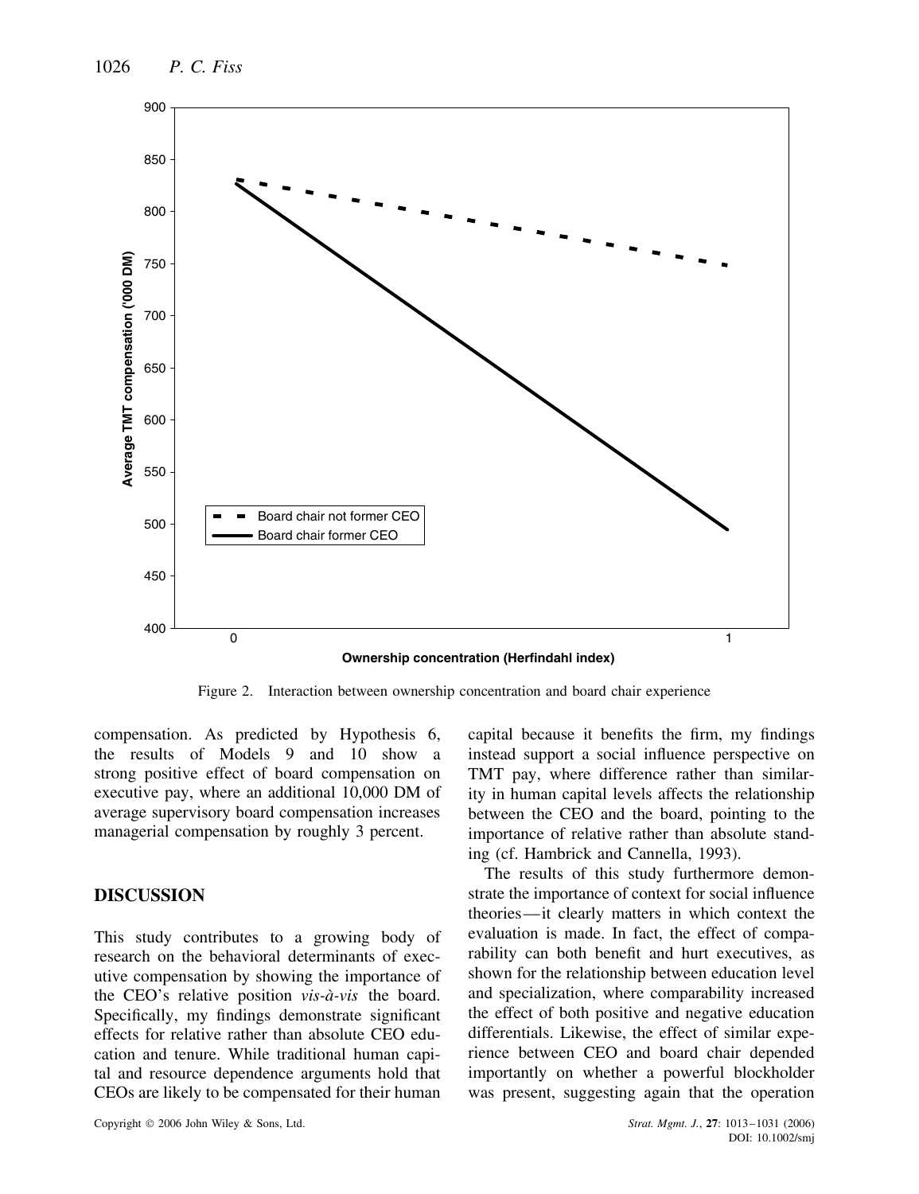Figure 2. Interaction between ownership concentration and board chair experience

compensation. As predicted by Hypothesis 6, the results of Models 9 and 10 show a strong positive effect of board compensation on executive pay, where an additional 10,000 DM of average supervisory board compensation increases managerial compensation by roughly 3 percent.

## DISCUSSION

This study contributes to a growing body of research on the behavioral determinants of executive compensation by showing the importance of the CEO's relative position *vis-à-vis* the board. Specifically, my findings demonstrate significant effects for relative rather than absolute CEO education and tenure. While traditional human capital and resource dependence arguments hold that CEOs are likely to be compensated for their human capital because it benefits the firm, my findings instead support a social influence perspective on TMT pay, where difference rather than similarity in human capital levels affects the relationship between the CEO and the board, pointing to the importance of relative rather than absolute standing (cf. Hambrick and Cannella, 1993).

The results of this study furthermore demonstrate the importance of context for social influence theories—it clearly matters in which context the evaluation is made. In fact, the effect of comparability can both benefit and hurt executives, as shown for the relationship between education level and specialization, where comparability increased the effect of both positive and negative education differentials. Likewise, the effect of similar experience between CEO and board chair depended importantly on whether a powerful blockholder was present, suggesting again that the operation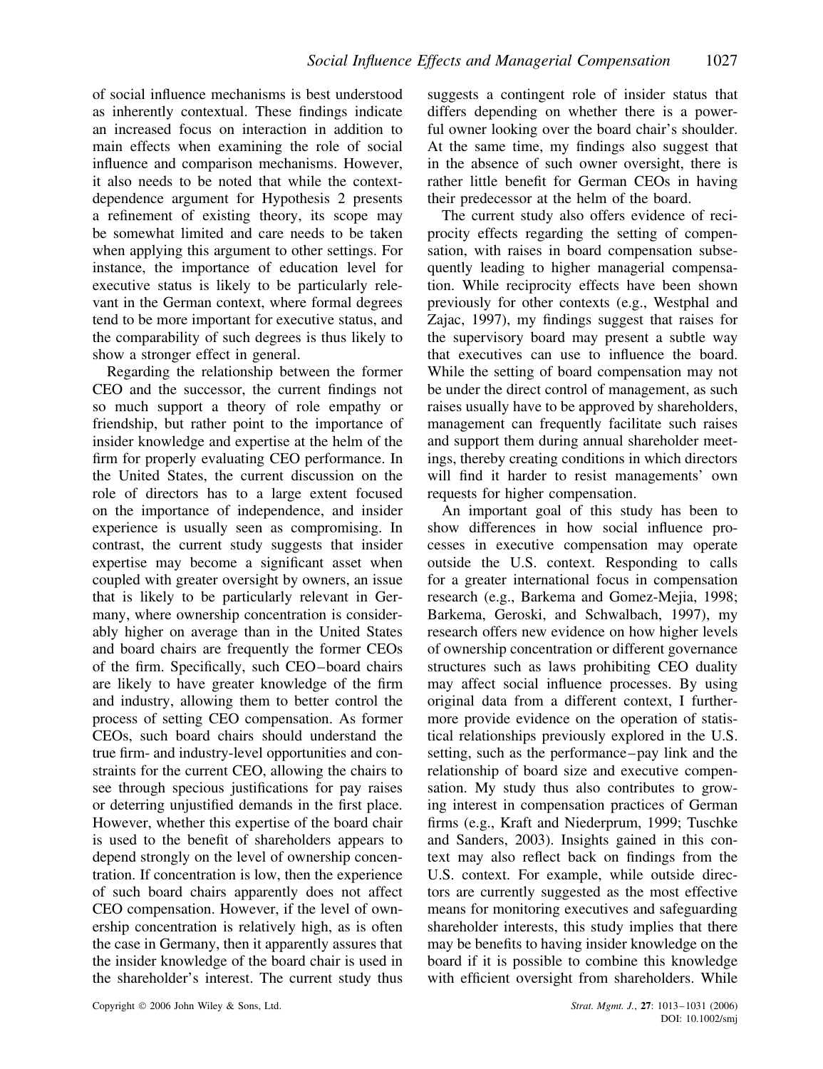of social influence mechanisms is best understood as inherently contextual. These findings indicate an increased focus on interaction in addition to main effects when examining the role of social influence and comparison mechanisms. However, it also needs to be noted that while the context-dependence argument for Hypothesis 2 presents a refinement of existing theory, its scope may be somewhat limited and care needs to be taken when applying this argument to other settings. For instance, the importance of education level for executive status is likely to be particularly relevant in the German context, where formal degrees tend to be more important for executive status, and the comparability of such degrees is thus likely to show a stronger effect in general.

Regarding the relationship between the former CEO and the successor, the current findings not so much support a theory of role empathy or friendship, but rather point to the importance of insider knowledge and expertise at the helm of the firm for properly evaluating CEO performance. In the United States, the current discussion on the role of directors has to a large extent focused on the importance of independence, and insider experience is usually seen as compromising. In contrast, the current study suggests that insider expertise may become a significant asset when coupled with greater oversight by owners, an issue that is likely to be particularly relevant in Germany, where ownership concentration is considerably higher on average than in the United States and board chairs are frequently the former CEOs of the firm. Specifically, such CEO–board chairs are likely to have greater knowledge of the firm and industry, allowing them to better control the process of setting CEO compensation. As former CEOs, such board chairs should understand the true firm- and industry-level opportunities and constraints for the current CEO, allowing the chairs to see through specious justifications for pay raises or deterring unjustified demands in the first place. However, whether this expertise of the board chair is used to the benefit of shareholders appears to depend strongly on the level of ownership concentration. If concentration is low, then the experience of such board chairs apparently does not affect CEO compensation. However, if the level of ownership concentration is relatively high, as is often the case in Germany, then it apparently assures that the insider knowledge of the board chair is used in the shareholder's interest. The current study thus suggests a contingent role of insider status that differs depending on whether there is a powerful owner looking over the board chair's shoulder. At the same time, my findings also suggest that in the absence of such owner oversight, there is rather little benefit for German CEOs in having their predecessor at the helm of the board.

The current study also offers evidence of reciprocity effects regarding the setting of compensation, with raises in board compensation subsequently leading to higher managerial compensation. While reciprocity effects have been shown previously for other contexts (e.g., Westphal and Zajac, 1997), my findings suggest that raises for the supervisory board may present a subtle way that executives can use to influence the board. While the setting of board compensation may not be under the direct control of management, as such raises usually have to be approved by shareholders, management can frequently facilitate such raises and support them during annual shareholder meetings, thereby creating conditions in which directors will find it harder to resist managements' own requests for higher compensation.

An important goal of this study has been to show differences in how social influence processes in executive compensation may operate outside the U.S. context. Responding to calls for a greater international focus in compensation research (e.g., Barkema and Gomez-Mejia, 1998; Barkema, Geroski, and Schwalbach, 1997), my research offers new evidence on how higher levels of ownership concentration or different governance structures such as laws prohibiting CEO duality may affect social influence processes. By using original data from a different context, I furthermore provide evidence on the operation of statistical relationships previously explored in the U.S. setting, such as the performance–pay link and the relationship of board size and executive compensation. My study thus also contributes to growing interest in compensation practices of German firms (e.g., Kraft and Niederprum, 1999; Tuschke and Sanders, 2003). Insights gained in this context may also reflect back on findings from the U.S. context. For example, while outside directors are currently suggested as the most effective means for monitoring executives and safeguarding shareholder interests, this study implies that there may be benefits to having insider knowledge on the board if it is possible to combine this knowledge with efficient oversight from shareholders. While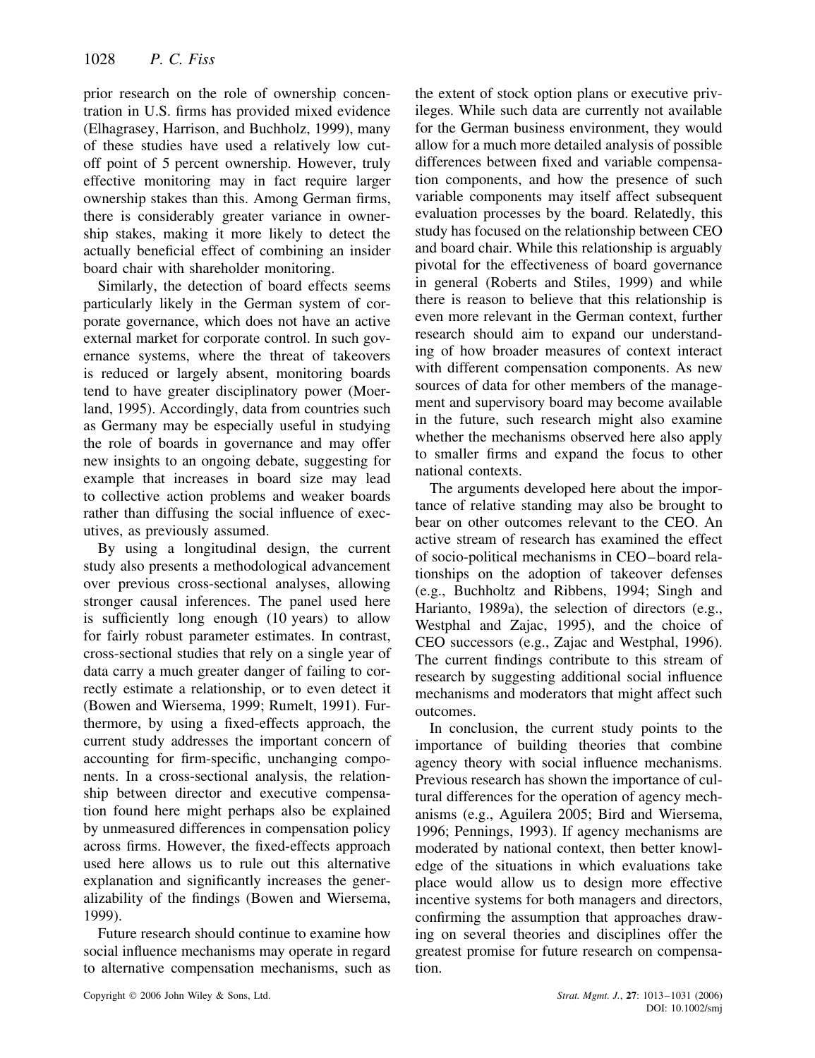prior research on the role of ownership concentration in U.S. firms has provided mixed evidence (Elhagrasey, Harrison, and Buchholz, 1999), many of these studies have used a relatively low cutoff point of 5 percent ownership. However, truly effective monitoring may in fact require larger ownership stakes than this. Among German firms, there is considerably greater variance in ownership stakes, making it more likely to detect the actually beneficial effect of combining an insider board chair with shareholder monitoring.

Similarly, the detection of board effects seems particularly likely in the German system of corporate governance, which does not have an active external market for corporate control. In such governance systems, where the threat of takeovers is reduced or largely absent, monitoring boards tend to have greater disciplinary power (Moerland, 1995). Accordingly, data from countries such as Germany may be especially useful in studying the role of boards in governance and may offer new insights to an ongoing debate, suggesting for example that increases in board size may lead to collective action problems and weaker boards rather than diffusing the social influence of executives, as previously assumed.

By using a longitudinal design, the current study also presents a methodological advancement over previous cross-sectional analyses, allowing stronger causal inferences. The panel used here is sufficiently long enough (10 years) to allow for fairly robust parameter estimates. In contrast, cross-sectional studies that rely on a single year of data carry a much greater danger of failing to correctly estimate a relationship, or to even detect it (Bowen and Wiersema, 1999; Rumelt, 1991). Furthermore, by using a fixed-effects approach, the current study addresses the important concern of accounting for firm-specific, unchanging components. In a cross-sectional analysis, the relationship between director and executive compensation found here might perhaps also be explained by unmeasured differences in compensation policy across firms. However, the fixed-effects approach used here allows us to rule out this alternative explanation and significantly increases the generalizability of the findings (Bowen and Wiersema, 1999).

Future research should continue to examine how social influence mechanisms may operate in regard to alternative compensation mechanisms, such as the extent of stock option plans or executive privileges. While such data are currently not available for the German business environment, they would allow for a much more detailed analysis of possible differences between fixed and variable compensation components, and how the presence of such variable components may itself affect subsequent evaluation processes by the board. Relatedly, this study has focused on the relationship between CEO and board chair. While this relationship is arguably pivotal for the effectiveness of board governance in general (Roberts and Stiles, 1999) and while there is reason to believe that this relationship is even more relevant in the German context, further research should aim to expand our understanding of how broader measures of context interact with different compensation components. As new sources of data for other members of the management and supervisory board may become available in the future, such research might also examine whether the mechanisms observed here also apply to smaller firms and expand the focus to other national contexts.

The arguments developed here about the importance of relative standing may also be brought to bear on other outcomes relevant to the CEO. An active stream of research has examined the effect of socio-political mechanisms in CEO–board relationships on the adoption of takeover defenses (e.g., Buchholtz and Ribbens, 1994; Singh and Harianto, 1989a), the selection of directors (e.g., Westphal and Zajac, 1995), and the choice of CEO successors (e.g., Zajac and Westphal, 1996). The current findings contribute to this stream of research by suggesting additional social influence mechanisms and moderators that might affect such outcomes.

In conclusion, the current study points to the importance of building theories that combine agency theory with social influence mechanisms. Previous research has shown the importance of cultural differences for the operation of agency mechanisms (e.g., Aguilera 2005; Bird and Wiersema, 1996; Pennings, 1993). If agency mechanisms are moderated by national context, then better knowledge of the situations in which evaluations take place would allow us to design more effective incentive systems for both managers and directors, confirming the assumption that approaches drawing on several theories and disciplines offer the greatest promise for future research on compensation.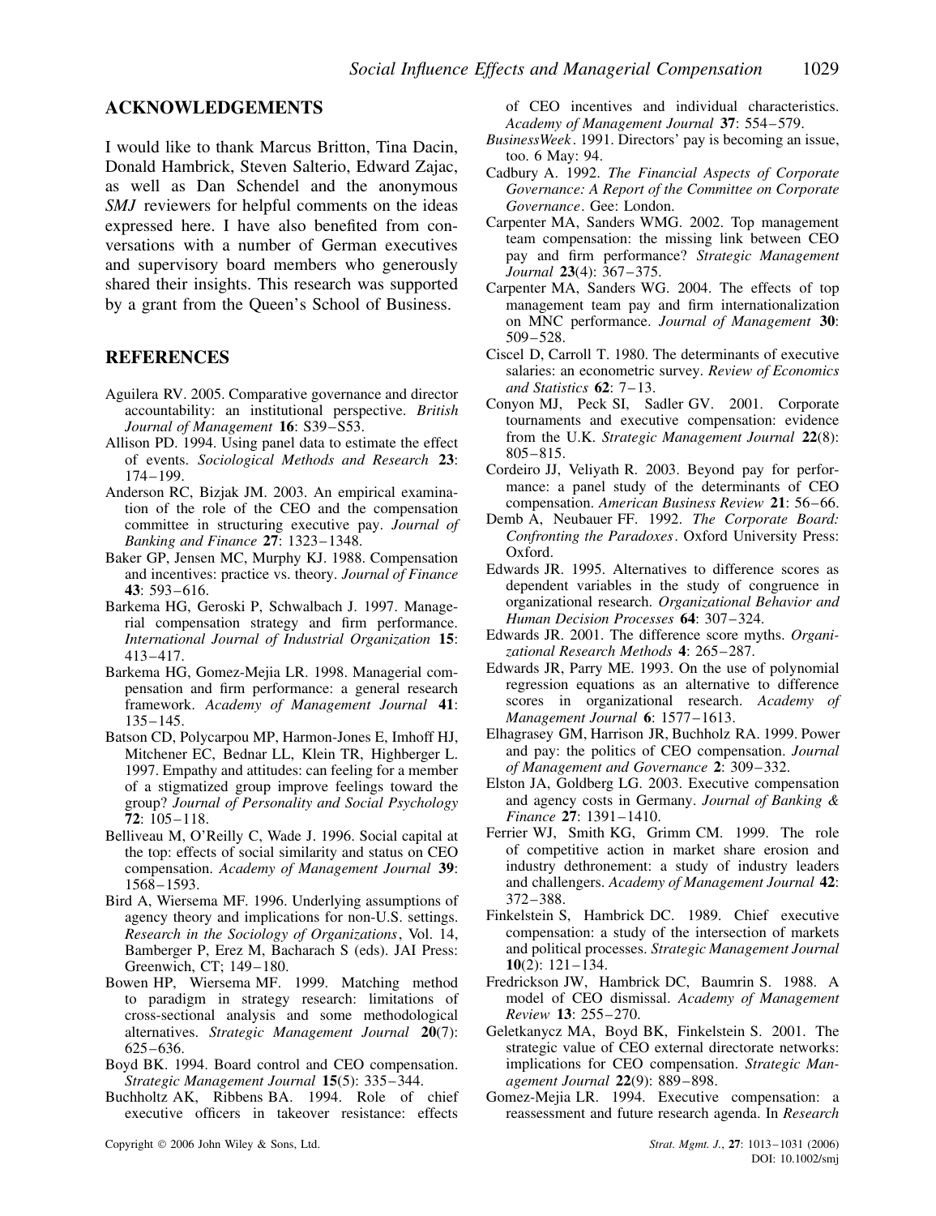## ACKNOWLEDGEMENTS

I would like to thank Marcus Britton, Tina Dacin, Donald Hambrick, Steven Salterio, Edward Zajac, as well as Dan Schendel and the anonymous *SMJ* reviewers for helpful comments on the ideas expressed here. I have also benefited from conversations with a number of German executives and supervisory board members who generously shared their insights. This research was supported by a grant from the Queen's School of Business.

## REFERENCES

Aguilera RV. 2005. Comparative governance and director accountability: an institutional perspective. *British Journal of Management* **16**: S39–S53.

Allison PD. 1994. Using panel data to estimate the effect of events. *Sociological Methods and Research* **23**: 174–199.

Anderson RC, Bizjak JM. 2003. An empirical examination of the role of the CEO and the compensation committee in structuring executive pay. *Journal of Banking and Finance* **27**: 1323–1348.

Baker GP, Jensen MC, Murphy KJ. 1988. Compensation and incentives: practice vs. theory. *Journal of Finance* **43**: 593–616.

Barkema HG, Geroski P, Schwalbach J. 1997. Managerial compensation strategy and firm performance. *International Journal of Industrial Organization* **15**: 413–417.

Barkema HG, Gomez-Mejia LR. 1998. Managerial compensation and firm performance: a general research framework. *Academy of Management Journal* **41**: 135–145.

Batson CD, Polycarpou MP, Harmon-Jones E, Imhoff HJ, Mitchener EC, Bednar LL, Klein TR, Highberger L. 1997. Empathy and attitudes: can feeling for a member of a stigmatized group improve feelings toward the group? *Journal of Personality and Social Psychology* **72**: 105–118.

Belliveau M, O'Reilly C, Wade J. 1996. Social capital at the top: effects of social similarity and status on CEO compensation. *Academy of Management Journal* **39**: 1568–1593.

Bird A, Wiersema MF. 1996. Underlying assumptions of agency theory and implications for non-U.S. settings. *Research in the Sociology of Organizations*, Vol. 14, Bamberger P, Erez M, Bacharach S (eds). JAI Press: Greenwich, CT; 149–180.

Bowen HP, Wiersema MF. 1999. Matching method to paradigm in strategy research: limitations of cross-sectional analysis and some methodological alternatives. *Strategic Management Journal* **20**(7): 625–636.

Boyd BK. 1994. Board control and CEO compensation. *Strategic Management Journal* **15**(5): 335–344.

Buchholtz AK, Ribbens BA. 1994. Role of chief executive officers in takeover resistance: effects of CEO incentives and individual characteristics. *Academy of Management Journal* **37**: 554–579.

*BusinessWeek*. 1991. Directors' pay is becoming an issue, too. 6 May: 94.

Cadbury A. 1992. *The Financial Aspects of Corporate Governance: A Report of the Committee on Corporate Governance*. Gee: London.

Carpenter MA, Sanders WMG. 2002. Top management team compensation: the missing link between CEO pay and firm performance? *Strategic Management Journal* **23**(4): 367–375.

Carpenter MA, Sanders WG. 2004. The effects of top management team pay and firm internationalization on MNC performance. *Journal of Management* **30**: 509–528.

Ciscel D, Carroll T. 1980. The determinants of executive salaries: an econometric survey. *Review of Economics and Statistics* **62**: 7–13.

Conyon MJ, Peck SI, Sadler GV. 2001. Corporate tournaments and executive compensation: evidence from the U.K. *Strategic Management Journal* **22**(8): 805–815.

Cordeiro JJ, Veliyath R. 2003. Beyond pay for performance: a panel study of the determinants of CEO compensation. *American Business Review* **21**: 56–66.

Demb A, Neubauer FF. 1992. *The Corporate Board: Confronting the Paradoxes*. Oxford University Press: Oxford.

Edwards JR. 1995. Alternatives to difference scores as dependent variables in the study of congruence in organizational research. *Organizational Behavior and Human Decision Processes* **64**: 307–324.

Edwards JR. 2001. The difference score myths. *Organizational Research Methods* **4**: 265–287.

Edwards JR, Parry ME. 1993. On the use of polynomial regression equations as an alternative to difference scores in organizational research. *Academy of Management Journal* **6**: 1577–1613.

Elhagrasey GM, Harrison JR, Buchholz RA. 1999. Power and pay: the politics of CEO compensation. *Journal of Management and Governance* **2**: 309–332.

Elston JA, Goldberg LG. 2003. Executive compensation and agency costs in Germany. *Journal of Banking & Finance* **27**: 1391–1410.

Ferrier WJ, Smith KG, Grimm CM. 1999. The role of competitive action in market share erosion and industry dethronement: a study of industry leaders and challengers. *Academy of Management Journal* **42**: 372–388.

Finkelstein S, Hambrick DC. 1989. Chief executive compensation: a study of the intersection of markets and political processes. *Strategic Management Journal* **10**(2): 121–134.

Fredrickson JW, Hambrick DC, Baumrin S. 1988. A model of CEO dismissal. *Academy of Management Review* **13**: 255–270.

Geletkanycz MA, Boyd BK, Finkelstein S. 2001. The strategic value of CEO external directorate networks: implications for CEO compensation. *Strategic Management Journal* **22**(9): 889–898.

Gomez-Mejia LR. 1994. Executive compensation: a reassessment and future research agenda. In *Research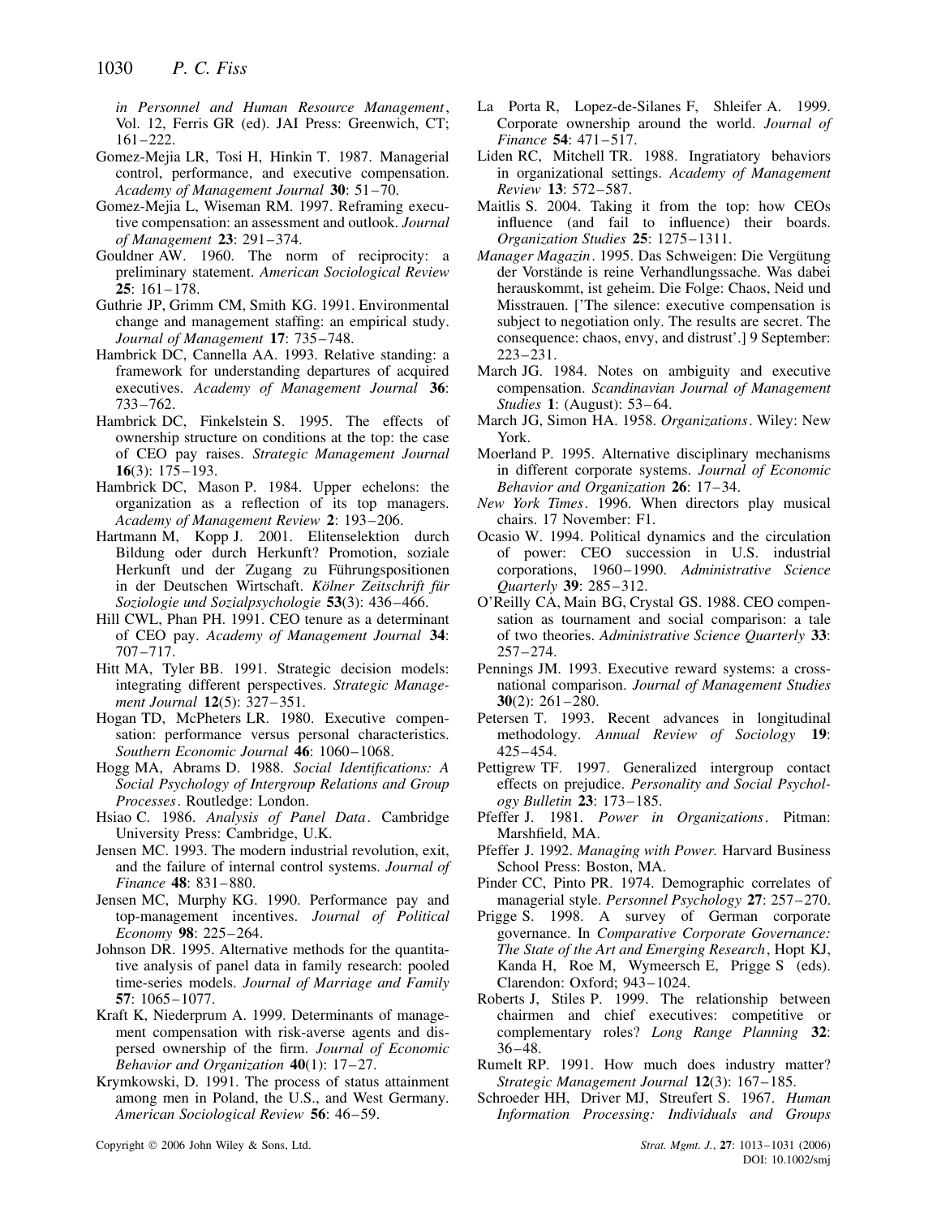*in Personnel and Human Resource Management*, Vol. 12, Ferris GR (ed). JAI Press: Greenwich, CT; 161–222.

Gomez-Mejia LR, Tosi H, Hinkin T. 1987. Managerial control, performance, and executive compensation. *Academy of Management Journal* **30**: 51–70.

Gomez-Mejia L, Wiseman RM. 1997. Reframing executive compensation: an assessment and outlook. *Journal of Management* **23**: 291–374.

Gouldner AW. 1960. The norm of reciprocity: a preliminary statement. *American Sociological Review* **25**: 161–178.

Guthrie JP, Grimm CM, Smith KG. 1991. Environmental change and management staffing: an empirical study. *Journal of Management* **17**: 735–748.

Hambrick DC, Cannella AA. 1993. Relative standing: a framework for understanding departures of acquired executives. *Academy of Management Journal* **36**: 733–762.

Hambrick DC, Finkelstein S. 1995. The effects of ownership structure on conditions at the top: the case of CEO pay raises. *Strategic Management Journal* **16**(3): 175–193.

Hambrick DC, Mason P. 1984. Upper echelons: the organization as a reflection of its top managers. *Academy of Management Review* **2**: 193–206.

Hartmann M, Kopp J. 2001. Elitenselektion durch Bildung oder durch Herkunft? Promotion, soziale Herkunft und der Zugang zu Führungspositionen in der Deutschen Wirtschaft. *Kölner Zeitschrift für Soziologie und Sozialpsychologie* **53**(3): 436–466.

Hill CWL, Phan PH. 1991. CEO tenure as a determinant of CEO pay. *Academy of Management Journal* **34**: 707–717.

Hitt MA, Tyler BB. 1991. Strategic decision models: integrating different perspectives. *Strategic Management Journal* **12**(5): 327–351.

Hogan TD, McPheters LR. 1980. Executive compensation: performance versus personal characteristics. *Southern Economic Journal* **46**: 1060–1068.

Hogg MA, Abrams D. 1988. *Social Identifications: A Social Psychology of Intergroup Relations and Group Processes*. Routledge: London.

Hsiao C. 1986. *Analysis of Panel Data*. Cambridge University Press: Cambridge, U.K.

Jensen MC. 1993. The modern industrial revolution, exit, and the failure of internal control systems. *Journal of Finance* **48**: 831–880.

Jensen MC, Murphy KG. 1990. Performance pay and top-management incentives. *Journal of Political Economy* **98**: 225–264.

Johnson DR. 1995. Alternative methods for the quantitative analysis of panel data in family research: pooled time-series models. *Journal of Marriage and Family* **57**: 1065–1077.

Kraft K, Niederprum A. 1999. Determinants of management compensation with risk-averse agents and dispersed ownership of the firm. *Journal of Economic Behavior and Organization* **40**(1): 17–27.

Krymkowski, D. 1991. The process of status attainment among men in Poland, the U.S., and West Germany. *American Sociological Review* **56**: 46–59.

La Porta R, Lopez-de-Silanes F, Shleifer A. 1999. Corporate ownership around the world. *Journal of Finance* **54**: 471–517.

Liden RC, Mitchell TR. 1988. Ingratiatory behaviors in organizational settings. *Academy of Management Review* **13**: 572–587.

Maitlis S. 2004. Taking it from the top: how CEOs influence (and fail to influence) their boards. *Organization Studies* **25**: 1275–1311.

*Manager Magazin*. 1995. Das Schweigen: Die Vergütung der Vorstände is reine Verhandlungssache. Was dabei herauskommt, ist geheim. Die Folge: Chaos, Neid und Misstrauen. ['The silence: executive compensation is subject to negotiation only. The results are secret. The consequence: chaos, envy, and distrust'.] 9 September: 223–231.

March JG. 1984. Notes on ambiguity and executive compensation. *Scandinavian Journal of Management Studies* **1**: (August): 53–64.

March JG, Simon HA. 1958. *Organizations*. Wiley: New York.

Moerland P. 1995. Alternative disciplinary mechanisms in different corporate systems. *Journal of Economic Behavior and Organization* **26**: 17–34.

*New York Times*. 1996. When directors play musical chairs. 17 November: F1.

Ocasio W. 1994. Political dynamics and the circulation of power: CEO succession in U.S. industrial corporations, 1960–1990. *Administrative Science Quarterly* **39**: 285–312.

O'Reilly CA, Main BG, Crystal GS. 1988. CEO compensation as tournament and social comparison: a tale of two theories. *Administrative Science Quarterly* **33**: 257–274.

Pennings JM. 1993. Executive reward systems: a cross-national comparison. *Journal of Management Studies* **30**(2): 261–280.

Petersen T. 1993. Recent advances in longitudinal methodology. *Annual Review of Sociology* **19**: 425–454.

Pettigrew TF. 1997. Generalized intergroup contact effects on prejudice. *Personality and Social Psychology Bulletin* **23**: 173–185.

Pfeffer J. 1981. *Power in Organizations*. Pitman: Marshfield, MA.

Pfeffer J. 1992. *Managing with Power*. Harvard Business School Press: Boston, MA.

Pinder CC, Pinto PR. 1974. Demographic correlates of managerial style. *Personnel Psychology* **27**: 257–270.

Prigge S. 1998. A survey of German corporate governance. In *Comparative Corporate Governance: The State of the Art and Emerging Research*, Hopt KJ, Kanda H, Roe M, Wymeersch E, Prigge S (eds). Clarendon: Oxford; 943–1024.

Roberts J, Stiles P. 1999. The relationship between chairmen and chief executives: competitive or complementary roles? *Long Range Planning* **32**: 36–48.

Rumelt RP. 1991. How much does industry matter? *Strategic Management Journal* **12**(3): 167–185.

Schroeder HH, Driver MJ, Streufert S. 1967. *Human Information Processing: Individuals and Groups*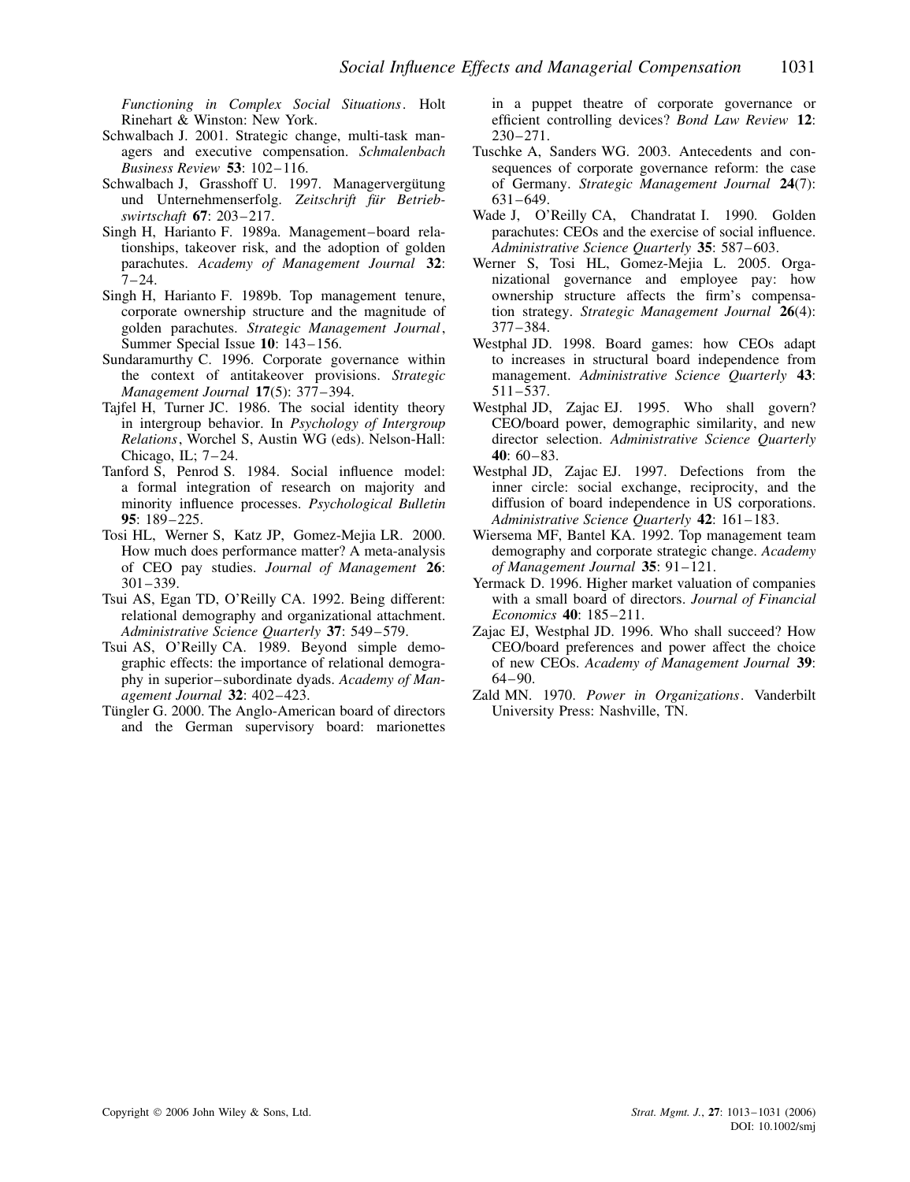*Functioning in Complex Social Situations*. Holt Rinehart & Winston: New York.

Schwalbach J. 2001. Strategic change, multi-task managers and executive compensation. *Schmalenbach Business Review* **53**: 102–116.

Schwalbach J, Grasshoff U. 1997. Managervergütung und Unternehmenserfolg. *Zeitschrift für Betriebswirtschaft* **67**: 203–217.

Singh H, Harianto F. 1989a. Management–board relationships, takeover risk, and the adoption of golden parachutes. *Academy of Management Journal* **32**: 7–24.

Singh H, Harianto F. 1989b. Top management tenure, corporate ownership structure and the magnitude of golden parachutes. *Strategic Management Journal*, Summer Special Issue **10**: 143–156.

Sundaramurthy C. 1996. Corporate governance within the context of antitakeover provisions. *Strategic Management Journal* **17**(5): 377–394.

Tajfel H, Turner JC. 1986. The social identity theory in intergroup behavior. In *Psychology of Intergroup Relations*, Worchel S, Austin WG (eds). Nelson-Hall: Chicago, IL; 7–24.

Tanford S, Penrod S. 1984. Social influence model: a formal integration of research on majority and minority influence processes. *Psychological Bulletin* **95**: 189–225.

Tosi HL, Werner S, Katz JP, Gomez-Mejia LR. 2000. How much does performance matter? A meta-analysis of CEO pay studies. *Journal of Management* **26**: 301–339.

Tsui AS, Egan TD, O'Reilly CA. 1992. Being different: relational demography and organizational attachment. *Administrative Science Quarterly* **37**: 549–579.

Tsui AS, O'Reilly CA. 1989. Beyond simple demographic effects: the importance of relational demography in superior–subordinate dyads. *Academy of Management Journal* **32**: 402–423.

Tüngler G. 2000. The Anglo-American board of directors and the German supervisory board: marionettes in a puppet theatre of corporate governance or efficient controlling devices? *Bond Law Review* **12**: 230–271.

Tuschke A, Sanders WG. 2003. Antecedents and consequences of corporate governance reform: the case of Germany. *Strategic Management Journal* **24**(7): 631–649.

Wade J, O'Reilly CA, Chandratat I. 1990. Golden parachutes: CEOs and the exercise of social influence. *Administrative Science Quarterly* **35**: 587–603.

Werner S, Tosi HL, Gomez-Mejia L. 2005. Organizational governance and employee pay: how ownership structure affects the firm's compensation strategy. *Strategic Management Journal* **26**(4): 377–384.

Westphal JD. 1998. Board games: how CEOs adapt to increases in structural board independence from management. *Administrative Science Quarterly* **43**: 511–537.

Westphal JD, Zajac EJ. 1995. Who shall govern? CEO/board power, demographic similarity, and new director selection. *Administrative Science Quarterly* **40**: 60–83.

Westphal JD, Zajac EJ. 1997. Defections from the inner circle: social exchange, reciprocity, and the diffusion of board independence in US corporations. *Administrative Science Quarterly* **42**: 161–183.

Wiersema MF, Bantel KA. 1992. Top management team demography and corporate strategic change. *Academy of Management Journal* **35**: 91–121.

Yermack D. 1996. Higher market valuation of companies with a small board of directors. *Journal of Financial Economics* **40**: 185–211.

Zajac EJ, Westphal JD. 1996. Who shall succeed? How CEO/board preferences and power affect the choice of new CEOs. *Academy of Management Journal* **39**: 64–90.

Zald MN. 1970. *Power in Organizations*. Vanderbilt University Press: Nashville, TN.